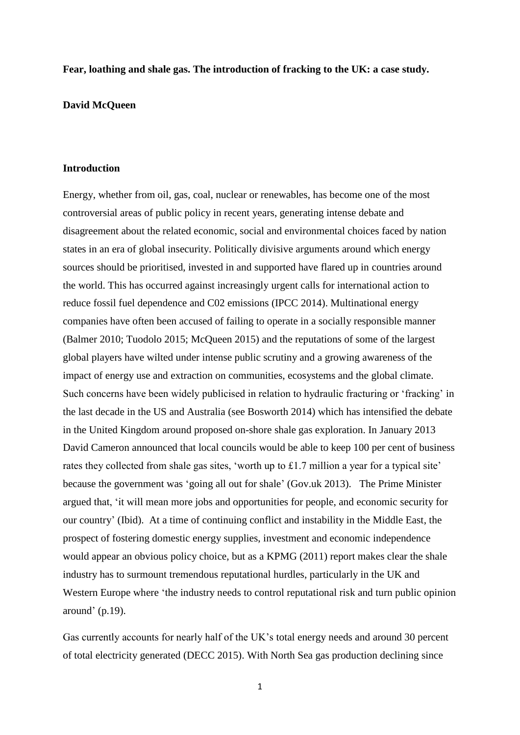**Fear, loathing and shale gas. The introduction of fracking to the UK: a case study.**

**David McQueen**

## Introduction

Energy, whether from oil, gas, coal, nuclear or renewables, has become one of the most controversial areas of public policy in recent years, generating intense debate and disagreement about the related economic, social and environmental choices faced by nation states in an era of global insecurity. Politically divisive arguments around which energy sources should be prioritised, invested in and supported have flared up in countries around the world. This has occurred against increasingly urgent calls for international action to reduce fossil fuel dependence and C02 emissions (IPCC 2014). Multinational energy companies have often been accused of failing to operate in a socially responsible manner (Balmer 2010; Tuodolo 2015; McQueen 2015) and the reputations of some of the largest global players have wilted under intense public scrutiny and a growing awareness of the impact of energy use and extraction on communities, ecosystems and the global climate. Such concerns have been widely publicised in relation to hydraulic fracturing or 'fracking' in the last decade in the US and Australia (see Bosworth 2014) which has intensified the debate in the United Kingdom around proposed on-shore shale gas exploration. In January 2013 David Cameron announced that local councils would be able to keep 100 per cent of business rates they collected from shale gas sites, 'worth up to £1.7 million a year for a typical site' because the government was 'going all out for shale' (Gov.uk 2013). The Prime Minister argued that, 'it will mean more jobs and opportunities for people, and economic security for our country' (Ibid). At a time of continuing conflict and instability in the Middle East, the prospect of fostering domestic energy supplies, investment and economic independence would appear an obvious policy choice, but as a KPMG (2011) report makes clear the shale industry has to surmount tremendous reputational hurdles, particularly in the UK and Western Europe where 'the industry needs to control reputational risk and turn public opinion around' (p.19).

Gas currently accounts for nearly half of the UK's total energy needs and around 30 percent of total electricity generated (DECC 2015). With North Sea gas production declining since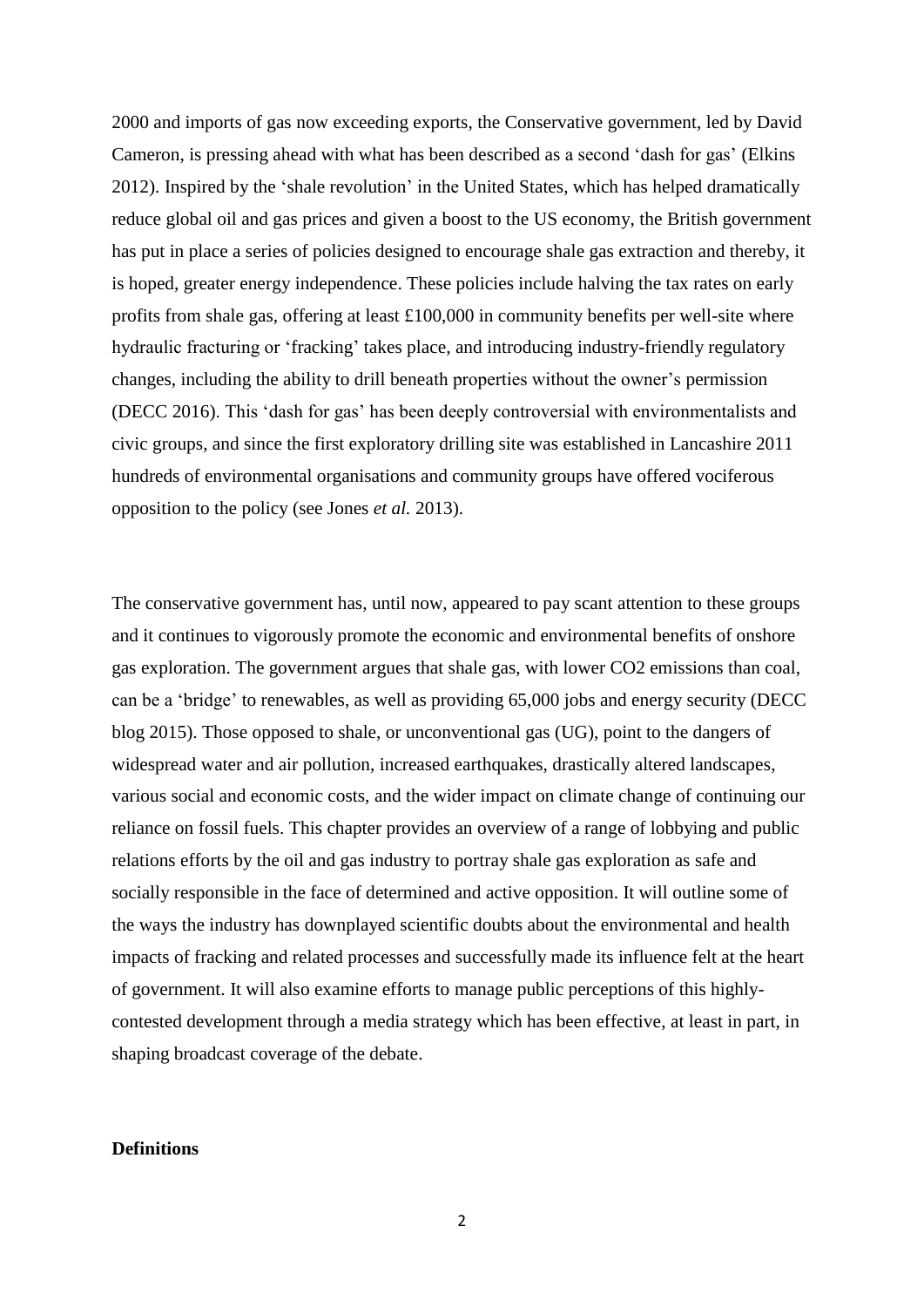2000 and imports of gas now exceeding exports, the Conservative government, led by David Cameron, is pressing ahead with what has been described as a second 'dash for gas' (Elkins 2012). Inspired by the 'shale revolution' in the United States, which has helped dramatically reduce global oil and gas prices and given a boost to the US economy, the British government has put in place a series of policies designed to encourage shale gas extraction and thereby, it is hoped, greater energy independence. These policies include halving the tax rates on early profits from shale gas, offering at least £100,000 in community benefits per well-site where hydraulic fracturing or 'fracking' takes place, and introducing industry-friendly regulatory changes, including the ability to drill beneath properties without the owner's permission (DECC 2016). This 'dash for gas' has been deeply controversial with environmentalists and civic groups, and since the first exploratory drilling site was established in Lancashire 2011 hundreds of environmental organisations and community groups have offered vociferous opposition to the policy (see Jones *et al.* 2013).

The conservative government has, until now, appeared to pay scant attention to these groups and it continues to vigorously promote the economic and environmental benefits of onshore gas exploration. The government argues that shale gas, with lower $CO_2$ emissions than coal, can be a 'bridge' to renewables, as well as providing 65,000 jobs and energy security (DECC blog 2015). Those opposed to shale, or unconventional gas (UG), point to the dangers of widespread water and air pollution, increased earthquakes, drastically altered landscapes, various social and economic costs, and the wider impact on climate change of continuing our reliance on fossil fuels. This chapter provides an overview of a range of lobbying and public relations efforts by the oil and gas industry to portray shale gas exploration as safe and socially responsible in the face of determined and active opposition. It will outline some of the ways the industry has downplayed scientific doubts about the environmental and health impacts of fracking and related processes and successfully made its influence felt at the heart of government. It will also examine efforts to manage public perceptions of this highly-contested development through a media strategy which has been effective, at least in part, in shaping broadcast coverage of the debate.

**Definitions**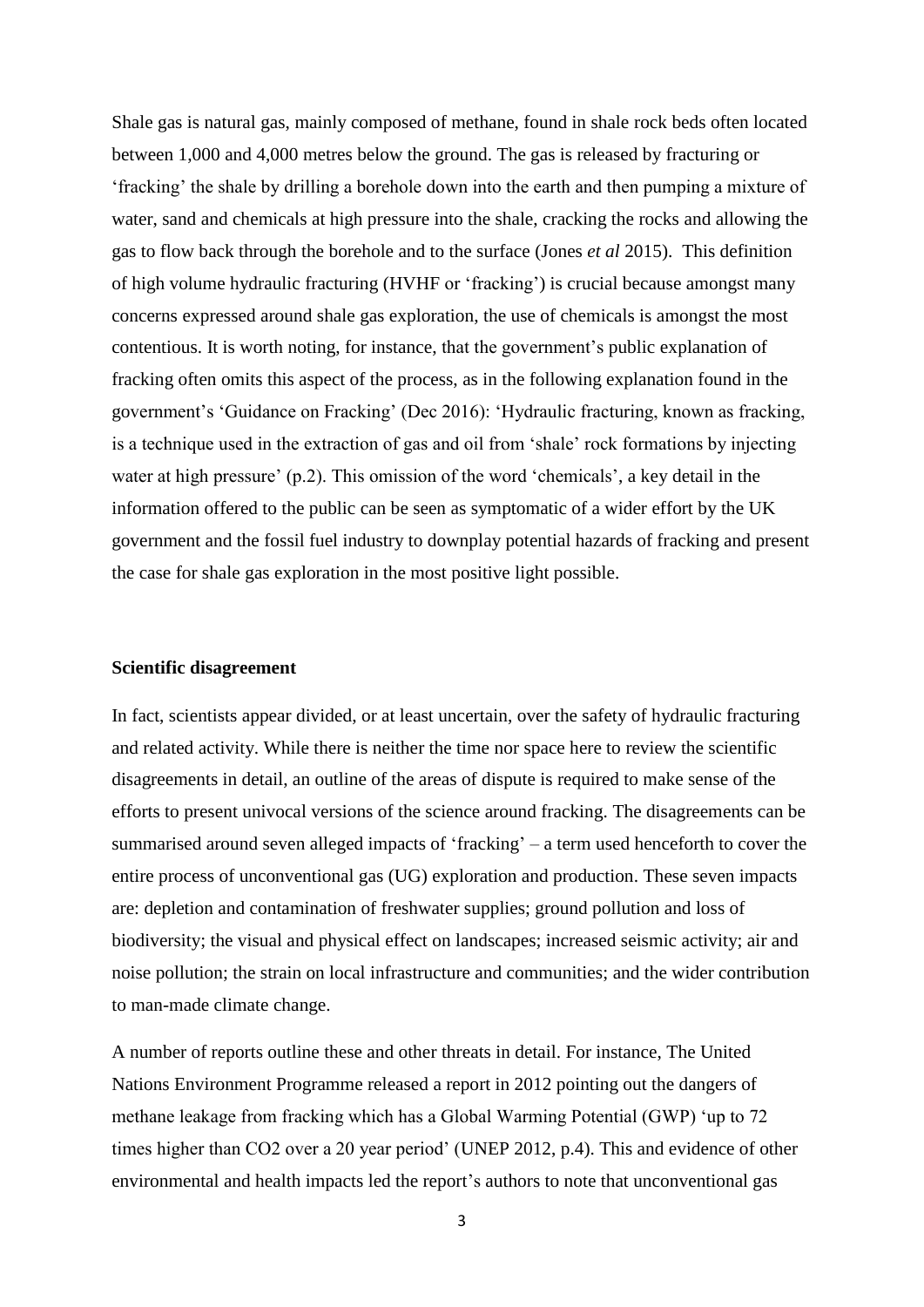Shale gas is natural gas, mainly composed of methane, found in shale rock beds often located between 1,000 and 4,000 metres below the ground. The gas is released by fracturing or 'fracking' the shale by drilling a borehole down into the earth and then pumping a mixture of water, sand and chemicals at high pressure into the shale, cracking the rocks and allowing the gas to flow back through the borehole and to the surface (Jones *et al* 2015). This definition of high volume hydraulic fracturing (HVHF or 'fracking') is crucial because amongst many concerns expressed around shale gas exploration, the use of chemicals is amongst the most contentious. It is worth noting, for instance, that the government's public explanation of fracking often omits this aspect of the process, as in the following explanation found in the government's 'Guidance on Fracking' (Dec 2016): 'Hydraulic fracturing, known as fracking, is a technique used in the extraction of gas and oil from 'shale' rock formations by injecting water at high pressure' (p.2). This omission of the word 'chemicals', a key detail in the information offered to the public can be seen as symptomatic of a wider effort by the UK government and the fossil fuel industry to downplay potential hazards of fracking and present the case for shale gas exploration in the most positive light possible.

**Scientific disagreement**

In fact, scientists appear divided, or at least uncertain, over the safety of hydraulic fracturing and related activity. While there is neither the time nor space here to review the scientific disagreements in detail, an outline of the areas of dispute is required to make sense of the efforts to present univocal versions of the science around fracking. The disagreements can be summarised around seven alleged impacts of 'fracking' – a term used henceforth to cover the entire process of unconventional gas (UG) exploration and production. These seven impacts are: depletion and contamination of freshwater supplies; ground pollution and loss of biodiversity; the visual and physical effect on landscapes; increased seismic activity; air and noise pollution; the strain on local infrastructure and communities; and the wider contribution to man-made climate change.

A number of reports outline these and other threats in detail. For instance, The United Nations Environment Programme released a report in 2012 pointing out the dangers of methane leakage from fracking which has a Global Warming Potential (GWP) 'up to 72 times higher than $CO_2$ over a 20 year period' (UNEP 2012, p.4). This and evidence of other environmental and health impacts led the report's authors to note that unconventional gas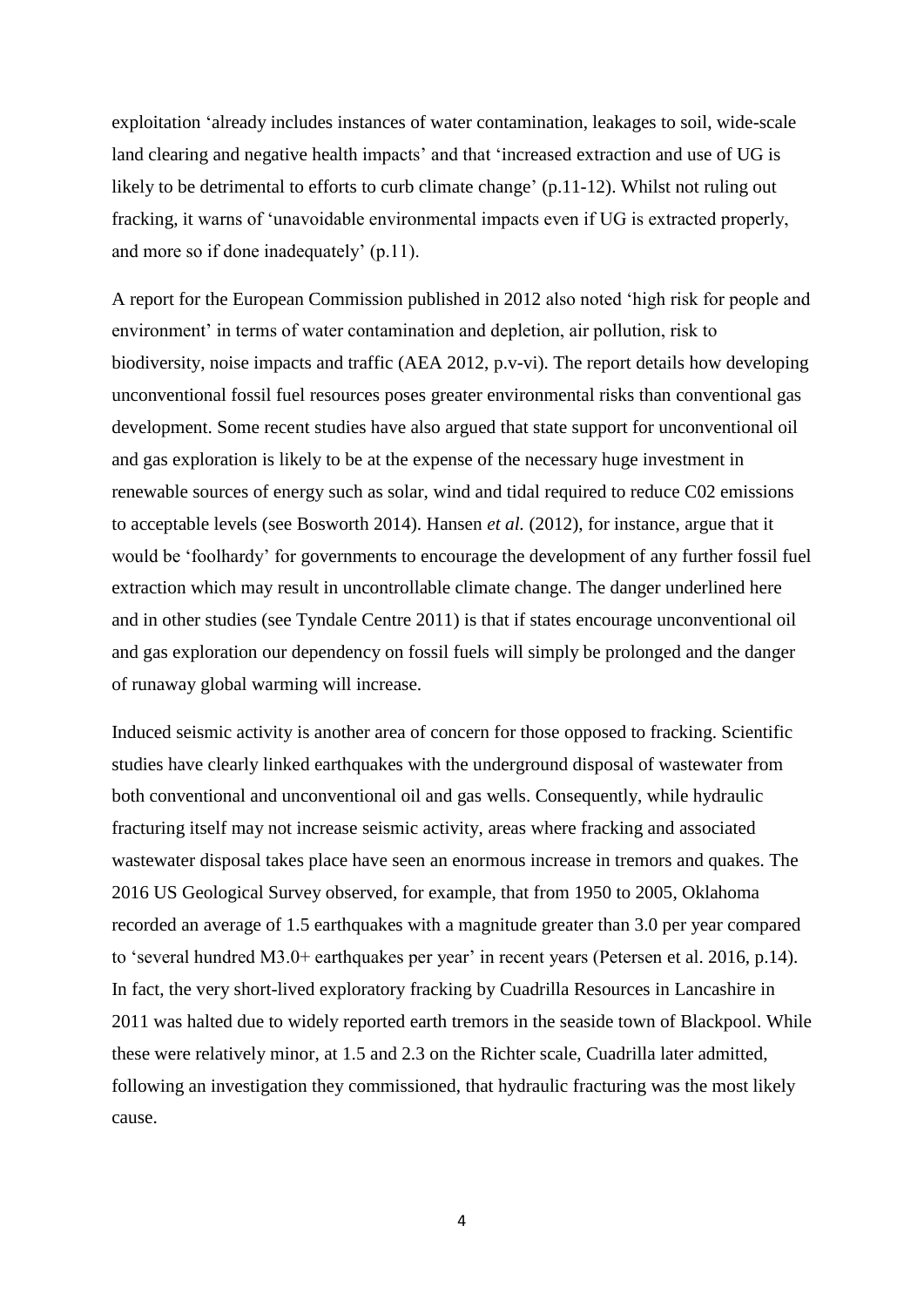exploitation 'already includes instances of water contamination, leakages to soil, wide-scale land clearing and negative health impacts' and that 'increased extraction and use of UG is likely to be detrimental to efforts to curb climate change' (p.11-12). Whilst not ruling out fracking, it warns of 'unavoidable environmental impacts even if UG is extracted properly, and more so if done inadequately' (p.11).

A report for the European Commission published in 2012 also noted 'high risk for people and environment' in terms of water contamination and depletion, air pollution, risk to biodiversity, noise impacts and traffic (AEA 2012, p.v-vi). The report details how developing unconventional fossil fuel resources poses greater environmental risks than conventional gas development. Some recent studies have also argued that state support for unconventional oil and gas exploration is likely to be at the expense of the necessary huge investment in renewable sources of energy such as solar, wind and tidal required to reduce C02 emissions to acceptable levels (see Bosworth 2014). Hansen *et al.* (2012), for instance, argue that it would be 'foolhardy' for governments to encourage the development of any further fossil fuel extraction which may result in uncontrollable climate change. The danger underlined here and in other studies (see Tyndale Centre 2011) is that if states encourage unconventional oil and gas exploration our dependency on fossil fuels will simply be prolonged and the danger of runaway global warming will increase.

Induced seismic activity is another area of concern for those opposed to fracking. Scientific studies have clearly linked earthquakes with the underground disposal of wastewater from both conventional and unconventional oil and gas wells. Consequently, while hydraulic fracturing itself may not increase seismic activity, areas where fracking and associated wastewater disposal takes place have seen an enormous increase in tremors and quakes. The 2016 US Geological Survey observed, for example, that from 1950 to 2005, Oklahoma recorded an average of 1.5 earthquakes with a magnitude greater than 3.0 per year compared to 'several hundred M3.0+ earthquakes per year' in recent years (Petersen et al. 2016, p.14). In fact, the very short-lived exploratory fracking by Cuadrilla Resources in Lancashire in 2011 was halted due to widely reported earth tremors in the seaside town of Blackpool. While these were relatively minor, at 1.5 and 2.3 on the Richter scale, Cuadrilla later admitted, following an investigation they commissioned, that hydraulic fracturing was the most likely cause.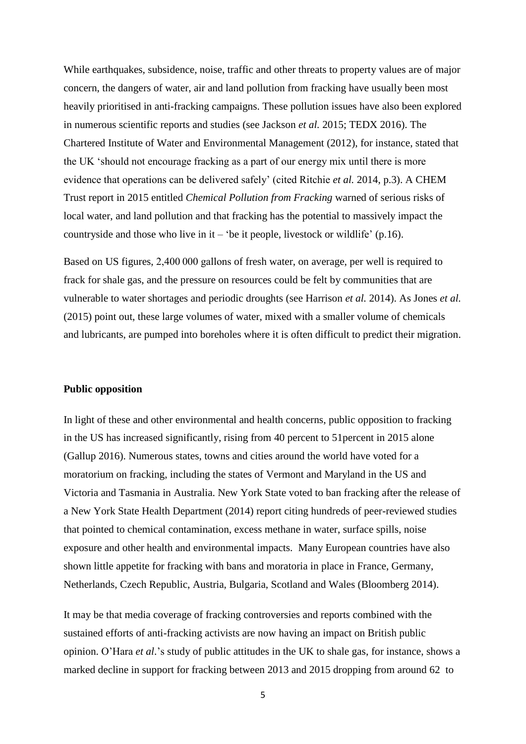While earthquakes, subsidence, noise, traffic and other threats to property values are of major concern, the dangers of water, air and land pollution from fracking have usually been most heavily prioritised in anti-fracking campaigns. These pollution issues have also been explored in numerous scientific reports and studies (see Jackson *et al.* 2015; TEDX 2016). The Chartered Institute of Water and Environmental Management (2012), for instance, stated that the UK 'should not encourage fracking as a part of our energy mix until there is more evidence that operations can be delivered safely' (cited Ritchie *et al.* 2014, p.3). A CHEM Trust report in 2015 entitled *Chemical Pollution from Fracking* warned of serious risks of local water, and land pollution and that fracking has the potential to massively impact the countryside and those who live in it – 'be it people, livestock or wildlife' (p.16).

Based on US figures, 2,400 000 gallons of fresh water, on average, per well is required to frack for shale gas, and the pressure on resources could be felt by communities that are vulnerable to water shortages and periodic droughts (see Harrison *et al.* 2014). As Jones *et al.* (2015) point out, these large volumes of water, mixed with a smaller volume of chemicals and lubricants, are pumped into boreholes where it is often difficult to predict their migration.

**Public opposition**

In light of these and other environmental and health concerns, public opposition to fracking in the US has increased significantly, rising from 40 percent to 51percent in 2015 alone (Gallup 2016). Numerous states, towns and cities around the world have voted for a moratorium on fracking, including the states of Vermont and Maryland in the US and Victoria and Tasmania in Australia. New York State voted to ban fracking after the release of a New York State Health Department (2014) report citing hundreds of peer-reviewed studies that pointed to chemical contamination, excess methane in water, surface spills, noise exposure and other health and environmental impacts. Many European countries have also shown little appetite for fracking with bans and moratoria in place in France, Germany, Netherlands, Czech Republic, Austria, Bulgaria, Scotland and Wales (Bloomberg 2014).

It may be that media coverage of fracking controversies and reports combined with the sustained efforts of anti-fracking activists are now having an impact on British public opinion. O'Hara *et al*.'s study of public attitudes in the UK to shale gas, for instance, shows a marked decline in support for fracking between 2013 and 2015 dropping from around 62 to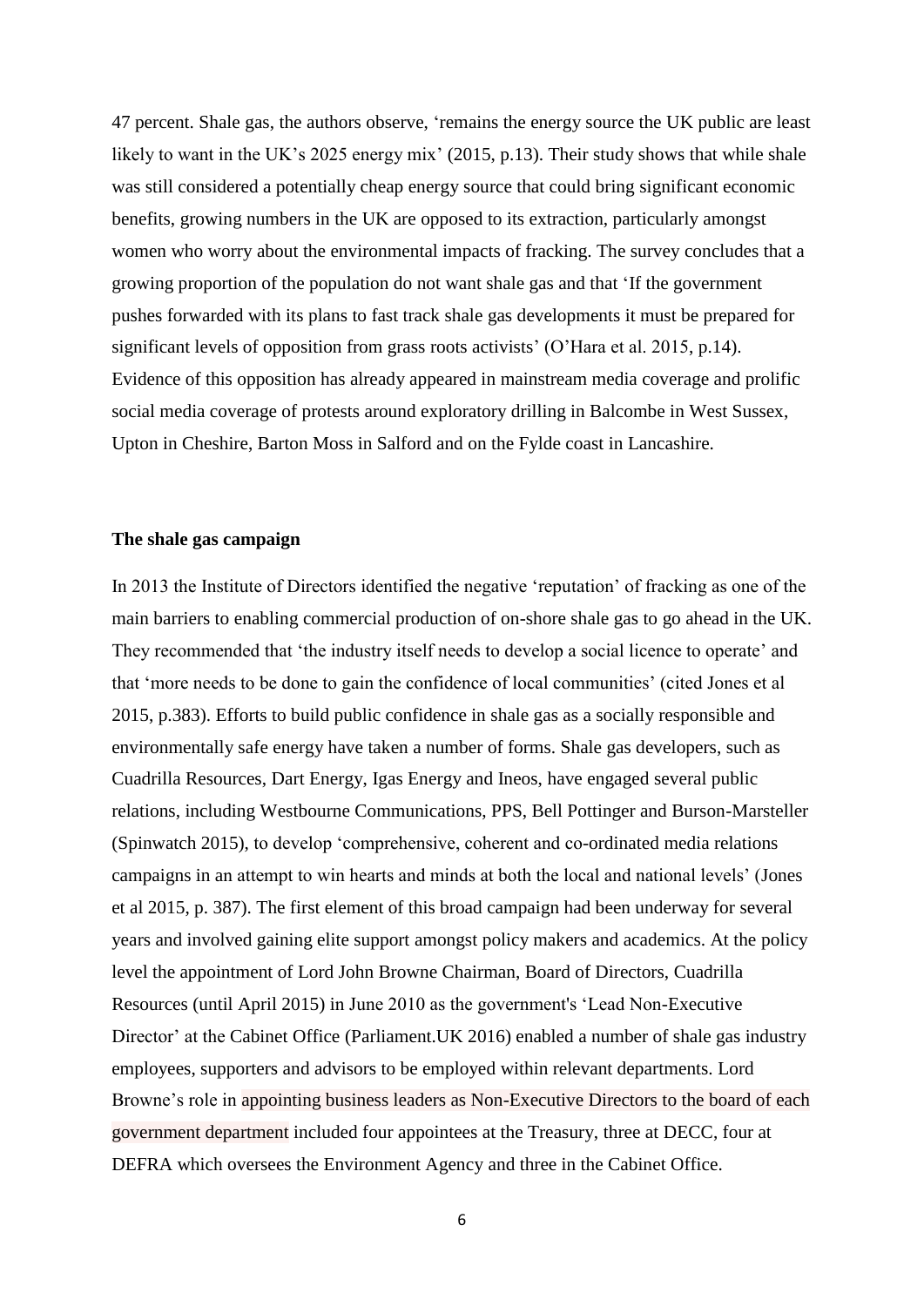47 percent. Shale gas, the authors observe, 'remains the energy source the UK public are least likely to want in the UK's 2025 energy mix' (2015, p.13). Their study shows that while shale was still considered a potentially cheap energy source that could bring significant economic benefits, growing numbers in the UK are opposed to its extraction, particularly amongst women who worry about the environmental impacts of fracking. The survey concludes that a growing proportion of the population do not want shale gas and that 'If the government pushes forwarded with its plans to fast track shale gas developments it must be prepared for significant levels of opposition from grass roots activists' (O'Hara et al. 2015, p.14). Evidence of this opposition has already appeared in mainstream media coverage and prolific social media coverage of protests around exploratory drilling in Balcombe in West Sussex, Upton in Cheshire, Barton Moss in Salford and on the Fylde coast in Lancashire.

**The shale gas campaign**

In 2013 the Institute of Directors identified the negative 'reputation' of fracking as one of the main barriers to enabling commercial production of on-shore shale gas to go ahead in the UK. They recommended that 'the industry itself needs to develop a social licence to operate' and that 'more needs to be done to gain the confidence of local communities' (cited Jones et al 2015, p.383). Efforts to build public confidence in shale gas as a socially responsible and environmentally safe energy have taken a number of forms. Shale gas developers, such as Cuadrilla Resources, Dart Energy, Igas Energy and Ineos, have engaged several public relations, including Westbourne Communications, PPS, Bell Pottinger and Burson-Marsteller (Spinwatch 2015), to develop 'comprehensive, coherent and co-ordinated media relations campaigns in an attempt to win hearts and minds at both the local and national levels' (Jones et al 2015, p. 387). The first element of this broad campaign had been underway for several years and involved gaining elite support amongst policy makers and academics. At the policy level the appointment of Lord John Browne Chairman, Board of Directors, Cuadrilla Resources (until April 2015) in June 2010 as the government's 'Lead Non-Executive Director' at the Cabinet Office (Parliament.UK 2016) enabled a number of shale gas industry employees, supporters and advisors to be employed within relevant departments. Lord Browne's role in appointing business leaders as Non-Executive Directors to the board of each government department included four appointees at the Treasury, three at DECC, four at DEFRA which oversees the Environment Agency and three in the Cabinet Office.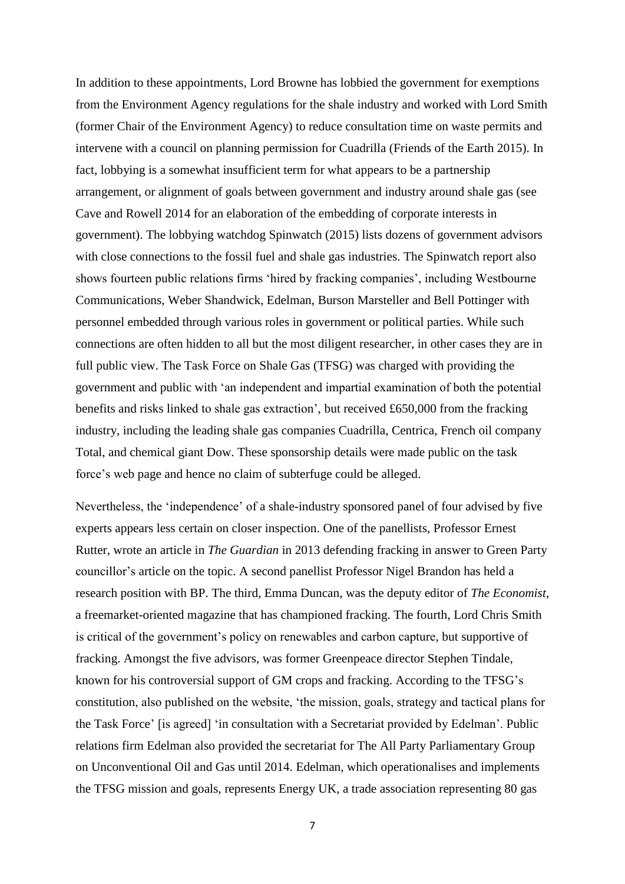In addition to these appointments, Lord Browne has lobbied the government for exemptions from the Environment Agency regulations for the shale industry and worked with Lord Smith (former Chair of the Environment Agency) to reduce consultation time on waste permits and intervene with a council on planning permission for Cuadrilla (Friends of the Earth 2015). In fact, lobbying is a somewhat insufficient term for what appears to be a partnership arrangement, or alignment of goals between government and industry around shale gas (see Cave and Rowell 2014 for an elaboration of the embedding of corporate interests in government). The lobbying watchdog Spinwatch (2015) lists dozens of government advisors with close connections to the fossil fuel and shale gas industries. The Spinwatch report also shows fourteen public relations firms 'hired by fracking companies', including Westbourne Communications, Weber Shandwick, Edelman, Burson Marsteller and Bell Pottinger with personnel embedded through various roles in government or political parties. While such connections are often hidden to all but the most diligent researcher, in other cases they are in full public view. The Task Force on Shale Gas (TFSG) was charged with providing the government and public with 'an independent and impartial examination of both the potential benefits and risks linked to shale gas extraction', but received £650,000 from the fracking industry, including the leading shale gas companies Cuadrilla, Centrica, French oil company Total, and chemical giant Dow. These sponsorship details were made public on the task force's web page and hence no claim of subterfuge could be alleged.

Nevertheless, the 'independence' of a shale-industry sponsored panel of four advised by five experts appears less certain on closer inspection. One of the panellists, Professor Ernest Rutter, wrote an article in *The Guardian* in 2013 defending fracking in answer to Green Party councillor's article on the topic. A second panellist Professor Nigel Brandon has held a research position with BP. The third, Emma Duncan, was the deputy editor of *The Economist,* a freemarket-oriented magazine that has championed fracking. The fourth, Lord Chris Smith is critical of the government's policy on renewables and carbon capture, but supportive of fracking. Amongst the five advisors, was former Greenpeace director Stephen Tindale, known for his controversial support of GM crops and fracking. According to the TFSG's constitution, also published on the website, 'the mission, goals, strategy and tactical plans for the Task Force' [is agreed] 'in consultation with a Secretariat provided by Edelman'. Public relations firm Edelman also provided the secretariat for The All Party Parliamentary Group on Unconventional Oil and Gas until 2014. Edelman, which operationalises and implements the TFSG mission and goals, represents Energy UK, a trade association representing 80 gas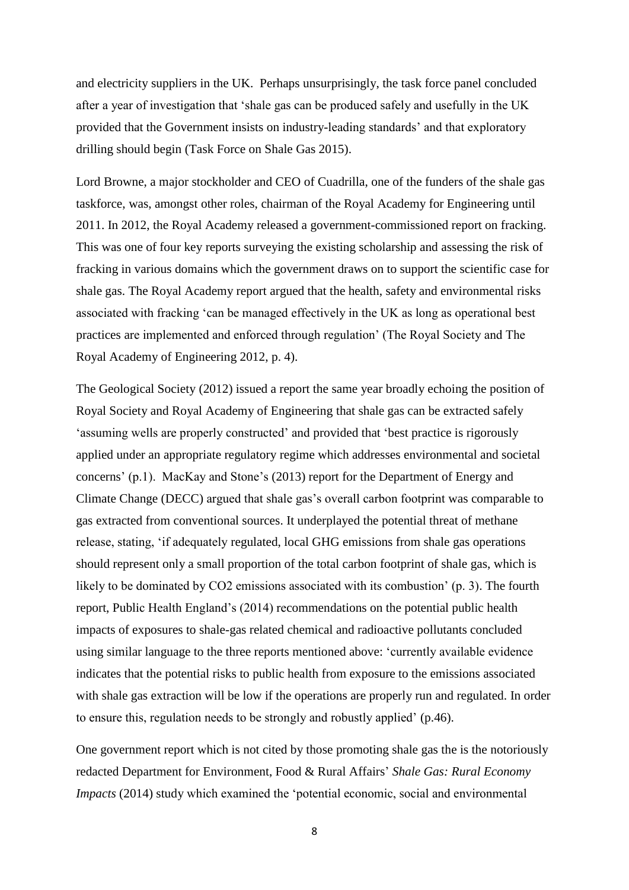and electricity suppliers in the UK. Perhaps unsurprisingly, the task force panel concluded after a year of investigation that 'shale gas can be produced safely and usefully in the UK provided that the Government insists on industry-leading standards' and that exploratory drilling should begin (Task Force on Shale Gas 2015).

Lord Browne, a major stockholder and CEO of Cuadrilla, one of the funders of the shale gas taskforce, was, amongst other roles, chairman of the Royal Academy for Engineering until 2011. In 2012, the Royal Academy released a government-commissioned report on fracking. This was one of four key reports surveying the existing scholarship and assessing the risk of fracking in various domains which the government draws on to support the scientific case for shale gas. The Royal Academy report argued that the health, safety and environmental risks associated with fracking 'can be managed effectively in the UK as long as operational best practices are implemented and enforced through regulation' (The Royal Society and The Royal Academy of Engineering 2012, p. 4).

The Geological Society (2012) issued a report the same year broadly echoing the position of Royal Society and Royal Academy of Engineering that shale gas can be extracted safely 'assuming wells are properly constructed' and provided that 'best practice is rigorously applied under an appropriate regulatory regime which addresses environmental and societal concerns' (p.1). MacKay and Stone's (2013) report for the Department of Energy and Climate Change (DECC) argued that shale gas's overall carbon footprint was comparable to gas extracted from conventional sources. It underplayed the potential threat of methane release, stating, 'if adequately regulated, local GHG emissions from shale gas operations should represent only a small proportion of the total carbon footprint of shale gas, which is likely to be dominated by $CO_2$ emissions associated with its combustion' (p. 3). The fourth report, Public Health England's (2014) recommendations on the potential public health impacts of exposures to shale-gas related chemical and radioactive pollutants concluded using similar language to the three reports mentioned above: 'currently available evidence indicates that the potential risks to public health from exposure to the emissions associated with shale gas extraction will be low if the operations are properly run and regulated. In order to ensure this, regulation needs to be strongly and robustly applied' (p.46).

One government report which is not cited by those promoting shale gas the is the notoriously redacted Department for Environment, Food & Rural Affairs' *Shale Gas: Rural Economy Impacts* (2014) study which examined the 'potential economic, social and environmental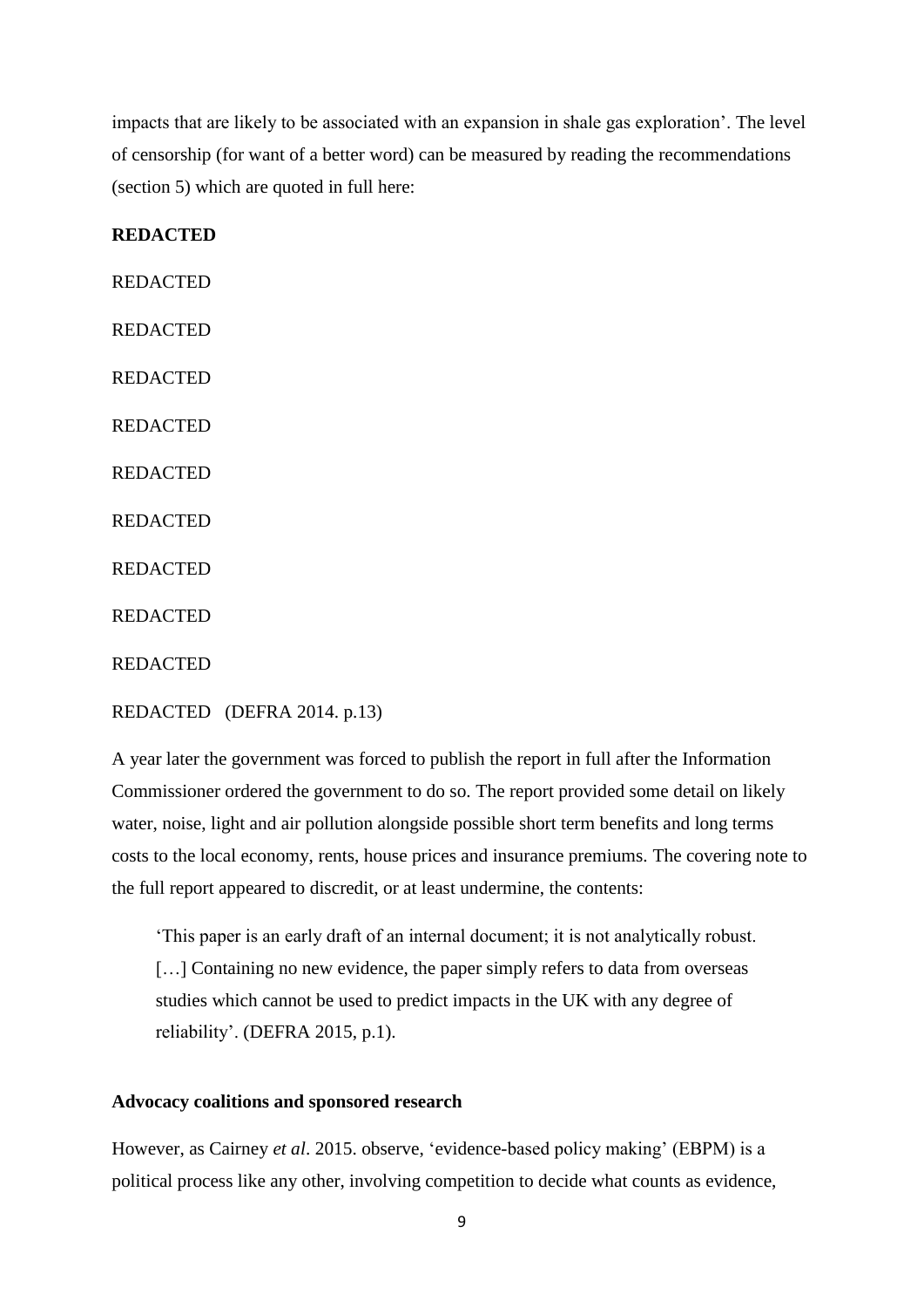impacts that are likely to be associated with an expansion in shale gas exploration'. The level of censorship (for want of a better word) can be measured by reading the recommendations (section 5) which are quoted in full here:

**REDACTED**

REDACTED

REDACTED

REDACTED

REDACTED

REDACTED

REDACTED

REDACTED

REDACTED

REDACTED

REDACTED (DEFRA 2014. p.13)

A year later the government was forced to publish the report in full after the Information Commissioner ordered the government to do so. The report provided some detail on likely water, noise, light and air pollution alongside possible short term benefits and long terms costs to the local economy, rents, house prices and insurance premiums. The covering note to the full report appeared to discredit, or at least undermine, the contents:

> 'This paper is an early draft of an internal document; it is not analytically robust. […] Containing no new evidence, the paper simply refers to data from overseas studies which cannot be used to predict impacts in the UK with any degree of reliability'. (DEFRA 2015, p.1).

**Advocacy coalitions and sponsored research**

However, as Cairney *et al*. 2015. observe, 'evidence-based policy making' (EBPM) is a political process like any other, involving competition to decide what counts as evidence,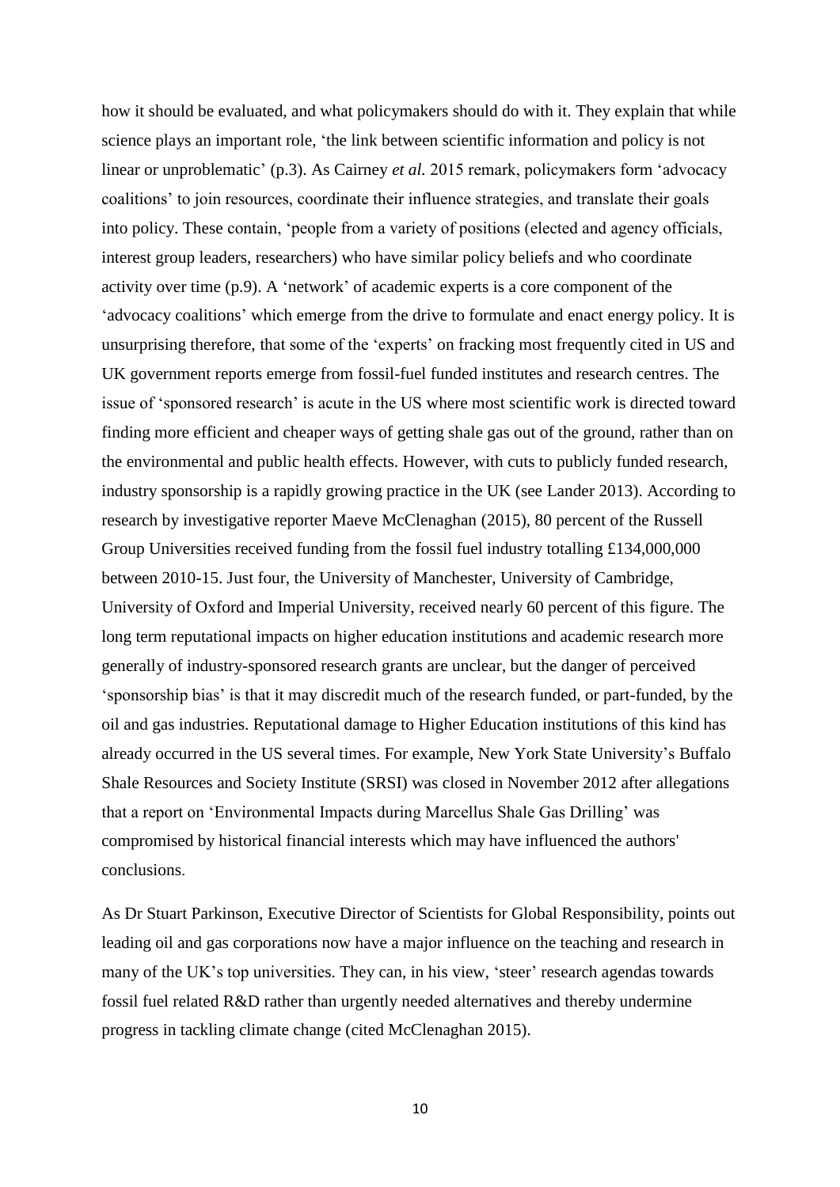how it should be evaluated, and what policymakers should do with it. They explain that while science plays an important role, 'the link between scientific information and policy is not linear or unproblematic' (p.3). As Cairney *et al.* 2015 remark, policymakers form 'advocacy coalitions' to join resources, coordinate their influence strategies, and translate their goals into policy. These contain, 'people from a variety of positions (elected and agency officials, interest group leaders, researchers) who have similar policy beliefs and who coordinate activity over time (p.9). A 'network' of academic experts is a core component of the 'advocacy coalitions' which emerge from the drive to formulate and enact energy policy. It is unsurprising therefore, that some of the 'experts' on fracking most frequently cited in US and UK government reports emerge from fossil-fuel funded institutes and research centres. The issue of 'sponsored research' is acute in the US where most scientific work is directed toward finding more efficient and cheaper ways of getting shale gas out of the ground, rather than on the environmental and public health effects. However, with cuts to publicly funded research, industry sponsorship is a rapidly growing practice in the UK (see Lander 2013). According to research by investigative reporter Maeve McClenaghan (2015), 80 percent of the Russell Group Universities received funding from the fossil fuel industry totalling £134,000,000 between 2010-15. Just four, the University of Manchester, University of Cambridge, University of Oxford and Imperial University, received nearly 60 percent of this figure. The long term reputational impacts on higher education institutions and academic research more generally of industry-sponsored research grants are unclear, but the danger of perceived 'sponsorship bias' is that it may discredit much of the research funded, or part-funded, by the oil and gas industries. Reputational damage to Higher Education institutions of this kind has already occurred in the US several times. For example, New York State University's Buffalo Shale Resources and Society Institute (SRSI) was closed in November 2012 after allegations that a report on 'Environmental Impacts during Marcellus Shale Gas Drilling' was compromised by historical financial interests which may have influenced the authors' conclusions.

As Dr Stuart Parkinson, Executive Director of Scientists for Global Responsibility, points out leading oil and gas corporations now have a major influence on the teaching and research in many of the UK's top universities. They can, in his view, 'steer' research agendas towards fossil fuel related R&D rather than urgently needed alternatives and thereby undermine progress in tackling climate change (cited McClenaghan 2015).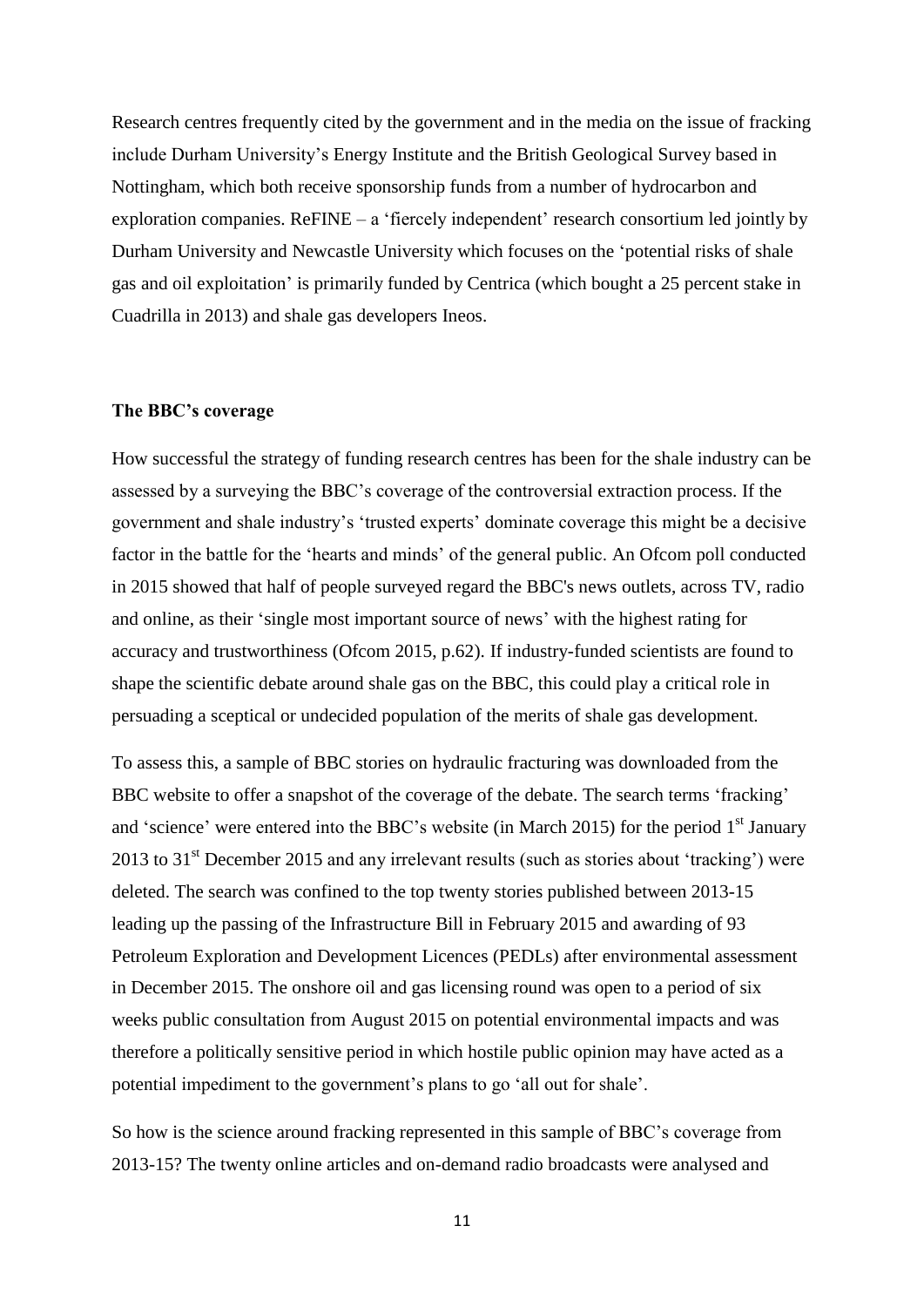Research centres frequently cited by the government and in the media on the issue of fracking include Durham University's Energy Institute and the British Geological Survey based in Nottingham, which both receive sponsorship funds from a number of hydrocarbon and exploration companies. ReFINE – a 'fiercely independent' research consortium led jointly by Durham University and Newcastle University which focuses on the 'potential risks of shale gas and oil exploitation' is primarily funded by Centrica (which bought a 25 percent stake in Cuadrilla in 2013) and shale gas developers Ineos.

**The BBC's coverage**

How successful the strategy of funding research centres has been for the shale industry can be assessed by a surveying the BBC's coverage of the controversial extraction process. If the government and shale industry's 'trusted experts' dominate coverage this might be a decisive factor in the battle for the 'hearts and minds' of the general public. An Ofcom poll conducted in 2015 showed that half of people surveyed regard the BBC's news outlets, across TV, radio and online, as their 'single most important source of news' with the highest rating for accuracy and trustworthiness (Ofcom 2015, p.62). If industry-funded scientists are found to shape the scientific debate around shale gas on the BBC, this could play a critical role in persuading a sceptical or undecided population of the merits of shale gas development.

To assess this, a sample of BBC stories on hydraulic fracturing was downloaded from the BBC website to offer a snapshot of the coverage of the debate. The search terms 'fracking' and 'science' were entered into the BBC's website (in March 2015) for the period 1st January 2013 to 31st December 2015 and any irrelevant results (such as stories about 'tracking') were deleted. The search was confined to the top twenty stories published between 2013-15 leading up the passing of the Infrastructure Bill in February 2015 and awarding of 93 Petroleum Exploration and Development Licences (PEDLs) after environmental assessment in December 2015. The onshore oil and gas licensing round was open to a period of six weeks public consultation from August 2015 on potential environmental impacts and was therefore a politically sensitive period in which hostile public opinion may have acted as a potential impediment to the government's plans to go 'all out for shale'.

So how is the science around fracking represented in this sample of BBC's coverage from 2013-15? The twenty online articles and on-demand radio broadcasts were analysed and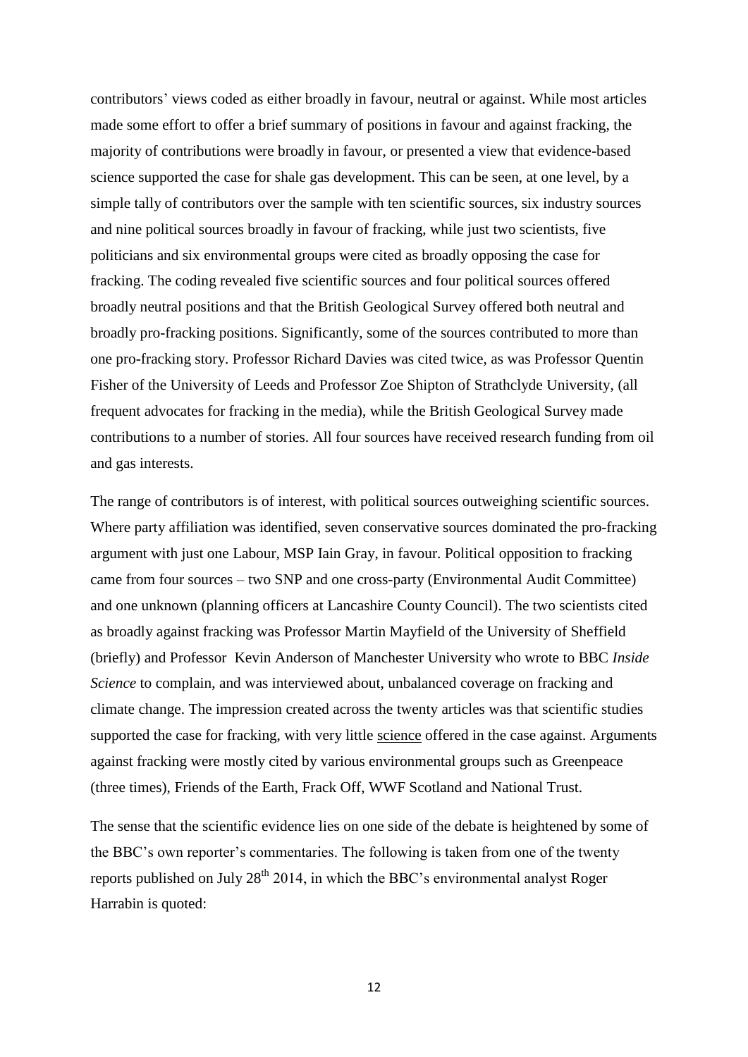contributors' views coded as either broadly in favour, neutral or against. While most articles made some effort to offer a brief summary of positions in favour and against fracking, the majority of contributions were broadly in favour, or presented a view that evidence-based science supported the case for shale gas development. This can be seen, at one level, by a simple tally of contributors over the sample with ten scientific sources, six industry sources and nine political sources broadly in favour of fracking, while just two scientists, five politicians and six environmental groups were cited as broadly opposing the case for fracking. The coding revealed five scientific sources and four political sources offered broadly neutral positions and that the British Geological Survey offered both neutral and broadly pro-fracking positions. Significantly, some of the sources contributed to more than one pro-fracking story. Professor Richard Davies was cited twice, as was Professor Quentin Fisher of the University of Leeds and Professor Zoe Shipton of Strathclyde University, (all frequent advocates for fracking in the media), while the British Geological Survey made contributions to a number of stories. All four sources have received research funding from oil and gas interests.

The range of contributors is of interest, with political sources outweighing scientific sources. Where party affiliation was identified, seven conservative sources dominated the pro-fracking argument with just one Labour, MSP Iain Gray, in favour. Political opposition to fracking came from four sources – two SNP and one cross-party (Environmental Audit Committee) and one unknown (planning officers at Lancashire County Council). The two scientists cited as broadly against fracking was Professor Martin Mayfield of the University of Sheffield (briefly) and Professor Kevin Anderson of Manchester University who wrote to BBC *Inside Science* to complain, and was interviewed about, unbalanced coverage on fracking and climate change. The impression created across the twenty articles was that scientific studies supported the case for fracking, with very little <u>science</u> offered in the case against. Arguments against fracking were mostly cited by various environmental groups such as Greenpeace (three times), Friends of the Earth, Frack Off, WWF Scotland and National Trust.

The sense that the scientific evidence lies on one side of the debate is heightened by some of the BBC's own reporter's commentaries. The following is taken from one of the twenty reports published on July 28th 2014, in which the BBC's environmental analyst Roger Harrabin is quoted: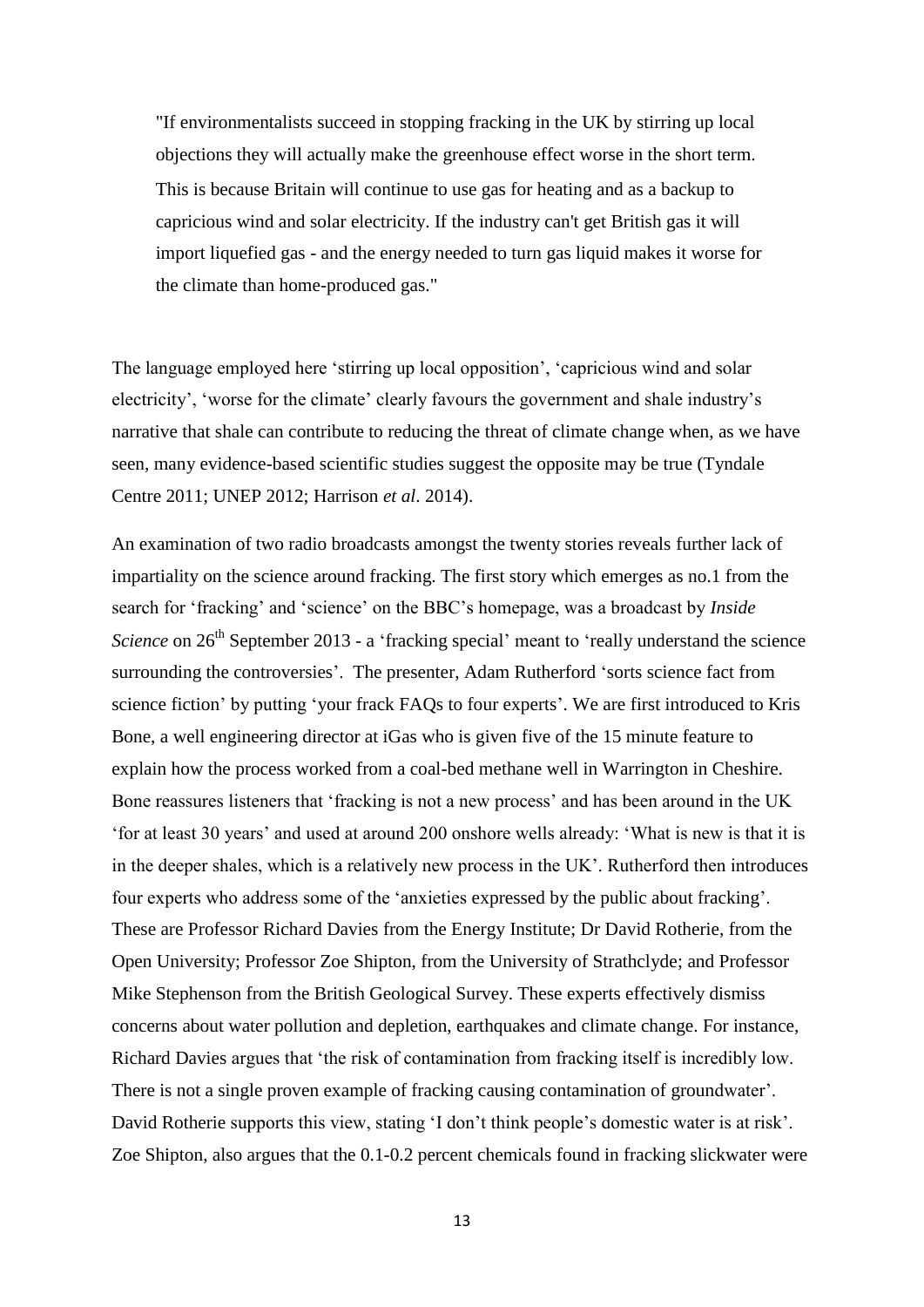> "If environmentalists succeed in stopping fracking in the UK by stirring up local objections they will actually make the greenhouse effect worse in the short term. This is because Britain will continue to use gas for heating and as a backup to capricious wind and solar electricity. If the industry can't get British gas it will import liquefied gas - and the energy needed to turn gas liquid makes it worse for the climate than home-produced gas."

The language employed here 'stirring up local opposition', 'capricious wind and solar electricity', 'worse for the climate' clearly favours the government and shale industry's narrative that shale can contribute to reducing the threat of climate change when, as we have seen, many evidence-based scientific studies suggest the opposite may be true (Tyndale Centre 2011; UNEP 2012; Harrison *et al*. 2014).

An examination of two radio broadcasts amongst the twenty stories reveals further lack of impartiality on the science around fracking. The first story which emerges as no.1 from the search for 'fracking' and 'science' on the BBC's homepage, was a broadcast by *Inside Science* on 26th September 2013 - a 'fracking special' meant to 'really understand the science surrounding the controversies'. The presenter, Adam Rutherford 'sorts science fact from science fiction' by putting 'your frack FAQs to four experts'. We are first introduced to Kris Bone, a well engineering director at iGas who is given five of the 15 minute feature to explain how the process worked from a coal-bed methane well in Warrington in Cheshire. Bone reassures listeners that 'fracking is not a new process' and has been around in the UK 'for at least 30 years' and used at around 200 onshore wells already: 'What is new is that it is in the deeper shales, which is a relatively new process in the UK'. Rutherford then introduces four experts who address some of the 'anxieties expressed by the public about fracking'. These are Professor Richard Davies from the Energy Institute; Dr David Rotherie, from the Open University; Professor Zoe Shipton, from the University of Strathclyde; and Professor Mike Stephenson from the British Geological Survey. These experts effectively dismiss concerns about water pollution and depletion, earthquakes and climate change. For instance, Richard Davies argues that 'the risk of contamination from fracking itself is incredibly low. There is not a single proven example of fracking causing contamination of groundwater'. David Rotherie supports this view, stating 'I don't think people's domestic water is at risk'. Zoe Shipton, also argues that the 0.1-0.2 percent chemicals found in fracking slickwater were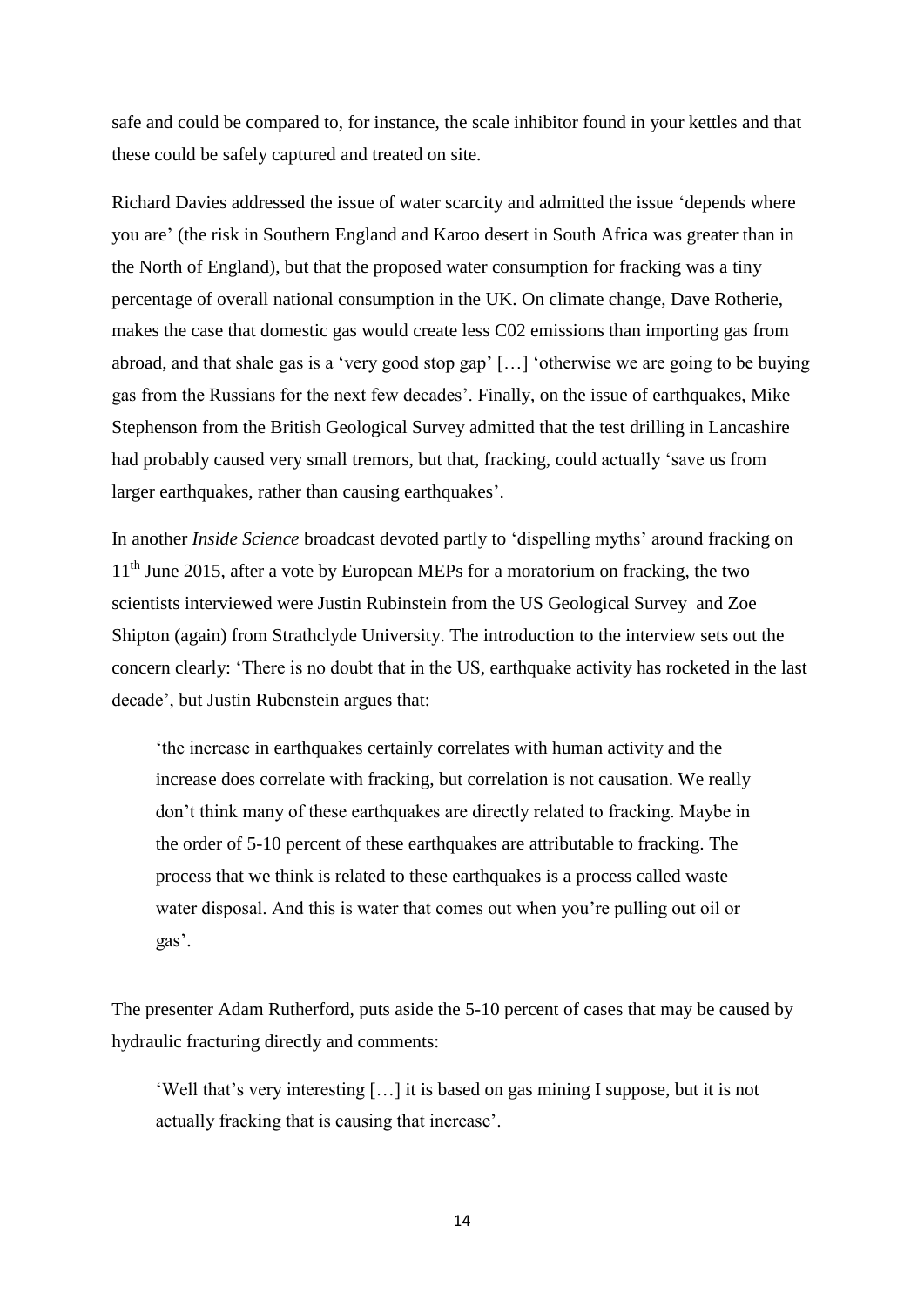safe and could be compared to, for instance, the scale inhibitor found in your kettles and that these could be safely captured and treated on site.

Richard Davies addressed the issue of water scarcity and admitted the issue 'depends where you are' (the risk in Southern England and Karoo desert in South Africa was greater than in the North of England), but that the proposed water consumption for fracking was a tiny percentage of overall national consumption in the UK. On climate change, Dave Rotherie, makes the case that domestic gas would create less C02 emissions than importing gas from abroad, and that shale gas is a 'very good stop gap' […] 'otherwise we are going to be buying gas from the Russians for the next few decades'. Finally, on the issue of earthquakes, Mike Stephenson from the British Geological Survey admitted that the test drilling in Lancashire had probably caused very small tremors, but that, fracking, could actually 'save us from larger earthquakes, rather than causing earthquakes'.

In another *Inside Science* broadcast devoted partly to 'dispelling myths' around fracking on 11th June 2015, after a vote by European MEPs for a moratorium on fracking, the two scientists interviewed were Justin Rubinstein from the US Geological Survey and Zoe Shipton (again) from Strathclyde University. The introduction to the interview sets out the concern clearly: 'There is no doubt that in the US, earthquake activity has rocketed in the last decade', but Justin Rubenstein argues that:

> 'the increase in earthquakes certainly correlates with human activity and the increase does correlate with fracking, but correlation is not causation. We really don't think many of these earthquakes are directly related to fracking. Maybe in the order of 5-10 percent of these earthquakes are attributable to fracking. The process that we think is related to these earthquakes is a process called waste water disposal. And this is water that comes out when you're pulling out oil or gas'.

The presenter Adam Rutherford, puts aside the 5-10 percent of cases that may be caused by hydraulic fracturing directly and comments:

> 'Well that's very interesting […] it is based on gas mining I suppose, but it is not actually fracking that is causing that increase'.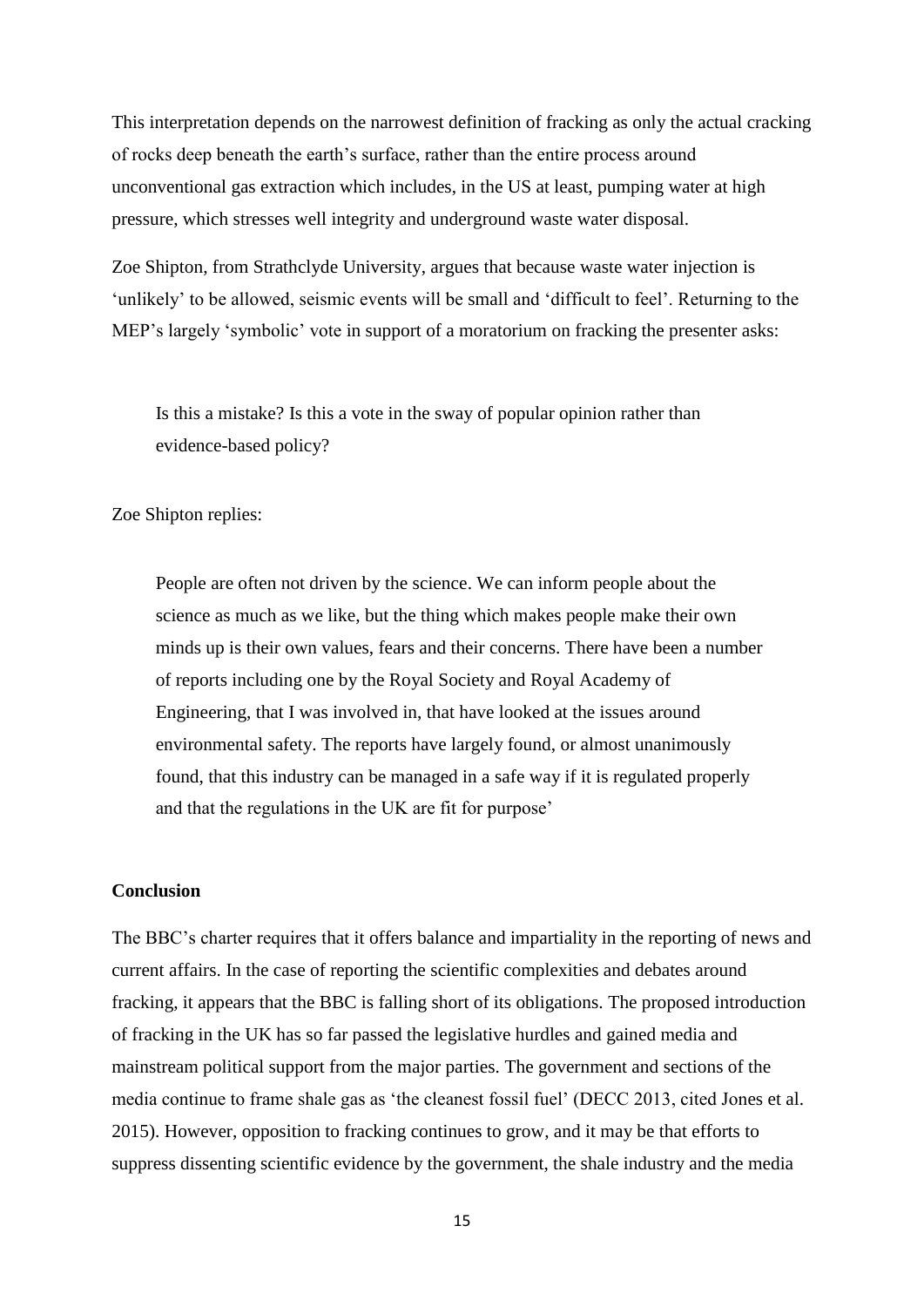This interpretation depends on the narrowest definition of fracking as only the actual cracking of rocks deep beneath the earth's surface, rather than the entire process around unconventional gas extraction which includes, in the US at least, pumping water at high pressure, which stresses well integrity and underground waste water disposal.

Zoe Shipton, from Strathclyde University, argues that because waste water injection is 'unlikely' to be allowed, seismic events will be small and 'difficult to feel'. Returning to the MEP's largely 'symbolic' vote in support of a moratorium on fracking the presenter asks:

> Is this a mistake? Is this a vote in the sway of popular opinion rather than evidence-based policy?

Zoe Shipton replies:

> People are often not driven by the science. We can inform people about the science as much as we like, but the thing which makes people make their own minds up is their own values, fears and their concerns. There have been a number of reports including one by the Royal Society and Royal Academy of Engineering, that I was involved in, that have looked at the issues around environmental safety. The reports have largely found, or almost unanimously found, that this industry can be managed in a safe way if it is regulated properly and that the regulations in the UK are fit for purpose'

## Conclusion

The BBC's charter requires that it offers balance and impartiality in the reporting of news and current affairs. In the case of reporting the scientific complexities and debates around fracking, it appears that the BBC is falling short of its obligations. The proposed introduction of fracking in the UK has so far passed the legislative hurdles and gained media and mainstream political support from the major parties. The government and sections of the media continue to frame shale gas as 'the cleanest fossil fuel' (DECC 2013, cited Jones et al. 2015). However, opposition to fracking continues to grow, and it may be that efforts to suppress dissenting scientific evidence by the government, the shale industry and the media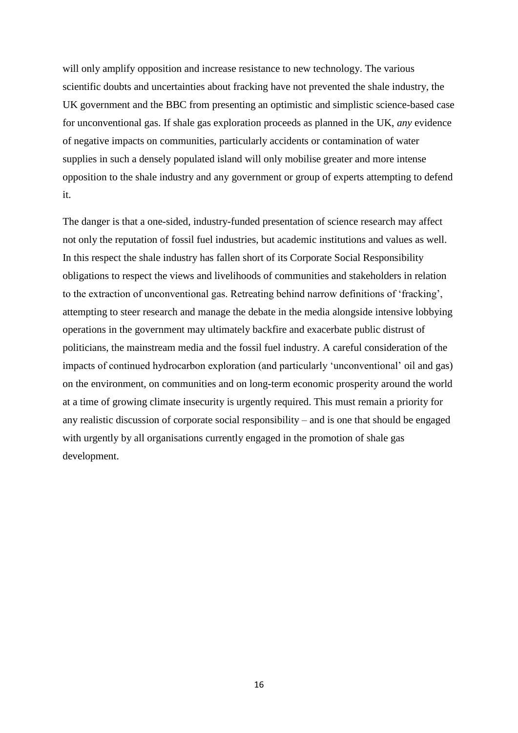will only amplify opposition and increase resistance to new technology. The various scientific doubts and uncertainties about fracking have not prevented the shale industry, the UK government and the BBC from presenting an optimistic and simplistic science-based case for unconventional gas. If shale gas exploration proceeds as planned in the UK, *any* evidence of negative impacts on communities, particularly accidents or contamination of water supplies in such a densely populated island will only mobilise greater and more intense opposition to the shale industry and any government or group of experts attempting to defend it.

The danger is that a one-sided, industry-funded presentation of science research may affect not only the reputation of fossil fuel industries, but academic institutions and values as well. In this respect the shale industry has fallen short of its Corporate Social Responsibility obligations to respect the views and livelihoods of communities and stakeholders in relation to the extraction of unconventional gas. Retreating behind narrow definitions of 'fracking', attempting to steer research and manage the debate in the media alongside intensive lobbying operations in the government may ultimately backfire and exacerbate public distrust of politicians, the mainstream media and the fossil fuel industry. A careful consideration of the impacts of continued hydrocarbon exploration (and particularly 'unconventional' oil and gas) on the environment, on communities and on long-term economic prosperity around the world at a time of growing climate insecurity is urgently required. This must remain a priority for any realistic discussion of corporate social responsibility – and is one that should be engaged with urgently by all organisations currently engaged in the promotion of shale gas development.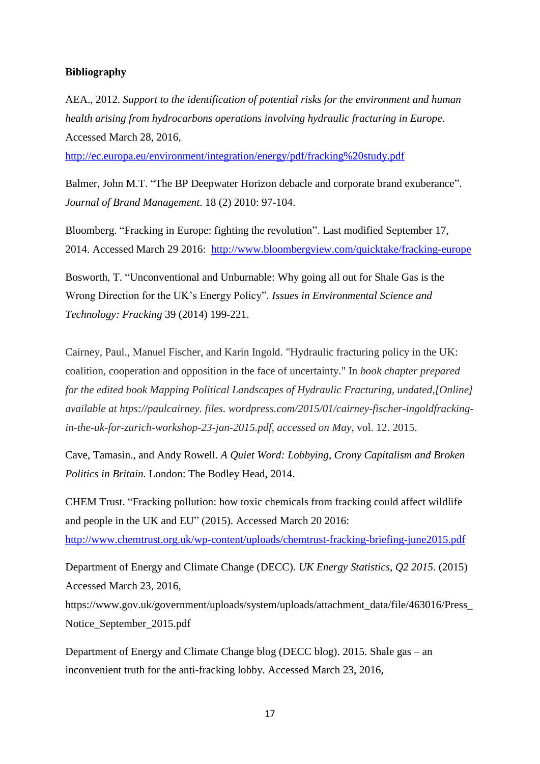**Bibliography**

AEA., 2012. *Support to the identification of potential risks for the environment and human health arising from hydrocarbons operations involving hydraulic fracturing in Europe*. Accessed March 28, 2016, http://ec.europa.eu/environment/integration/energy/pdf/fracking%20study.pdf

Balmer, John M.T. "The BP Deepwater Horizon debacle and corporate brand exuberance". *Journal of Brand Management*. 18 (2) 2010: 97-104.

Bloomberg. "Fracking in Europe: fighting the revolution". Last modified September 17, 2014. Accessed March 29 2016: http://www.bloombergview.com/quicktake/fracking-europe

Bosworth, T. "Unconventional and Unburnable: Why going all out for Shale Gas is the Wrong Direction for the UK's Energy Policy". *Issues in Environmental Science and Technology: Fracking* 39 (2014) 199-221.

Cairney, Paul., Manuel Fischer, and Karin Ingold. "Hydraulic fracturing policy in the UK: coalition, cooperation and opposition in the face of uncertainty." In *book chapter prepared for the edited book Mapping Political Landscapes of Hydraulic Fracturing, undated,[Online] available at https://paulcairney. files. wordpress.com/2015/01/cairney-fischer-ingoldfracking-in-the-uk-for-zurich-workshop-23-jan-2015.pdf, accessed on May*, vol. 12. 2015.

Cave, Tamasin., and Andy Rowell. *A Quiet Word: Lobbying, Crony Capitalism and Broken Politics in Britain.* London: The Bodley Head, 2014.

CHEM Trust. "Fracking pollution: how toxic chemicals from fracking could affect wildlife and people in the UK and EU" (2015). Accessed March 20 2016: http://www.chemtrust.org.uk/wp-content/uploads/chemtrust-fracking-briefing-june2015.pdf

Department of Energy and Climate Change (DECC). *UK Energy Statistics, Q2 2015*. (2015) Accessed March 23, 2016, https://www.gov.uk/government/uploads/system/uploads/attachment_data/file/463016/Press_Notice_September_2015.pdf

Department of Energy and Climate Change blog (DECC blog). 2015. Shale gas – an inconvenient truth for the anti-fracking lobby. Accessed March 23, 2016,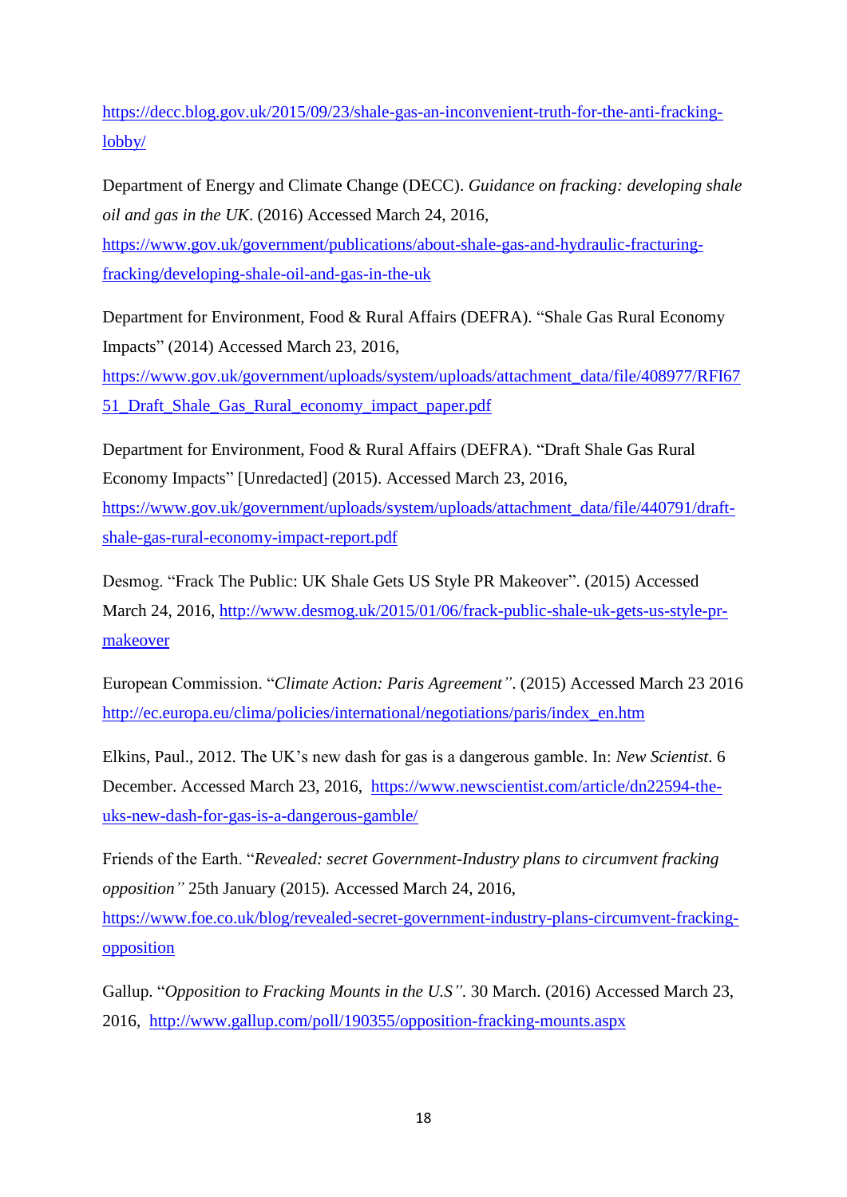https://decc.blog.gov.uk/2015/09/23/shale-gas-an-inconvenient-truth-for-the-anti-fracking-lobby/

Department of Energy and Climate Change (DECC). *Guidance on fracking: developing shale oil and gas in the UK*. (2016) Accessed March 24, 2016, https://www.gov.uk/government/publications/about-shale-gas-and-hydraulic-fracturing-fracking/developing-shale-oil-and-gas-in-the-uk

Department for Environment, Food & Rural Affairs (DEFRA). "Shale Gas Rural Economy Impacts" (2014) Accessed March 23, 2016, https://www.gov.uk/government/uploads/system/uploads/attachment_data/file/408977/RFI6751_Draft_Shale_Gas_Rural_economy_impact_paper.pdf

Department for Environment, Food & Rural Affairs (DEFRA). "Draft Shale Gas Rural Economy Impacts" [Unredacted] (2015). Accessed March 23, 2016, https://www.gov.uk/government/uploads/system/uploads/attachment_data/file/440791/draft-shale-gas-rural-economy-impact-report.pdf

Desmog. "Frack The Public: UK Shale Gets US Style PR Makeover". (2015) Accessed March 24, 2016, http://www.desmog.uk/2015/01/06/frack-public-shale-uk-gets-us-style-pr-makeover

European Commission. "*Climate Action: Paris Agreement*". (2015) Accessed March 23 2016 http://ec.europa.eu/clima/policies/international/negotiations/paris/index_en.htm

Elkins, Paul., 2012. The UK's new dash for gas is a dangerous gamble. In: *New Scientist*. 6 December. Accessed March 23, 2016, https://www.newscientist.com/article/dn22594-the-uks-new-dash-for-gas-is-a-dangerous-gamble/

Friends of the Earth. "*Revealed: secret Government-Industry plans to circumvent fracking opposition*" 25th January (2015). Accessed March 24, 2016, https://www.foe.co.uk/blog/revealed-secret-government-industry-plans-circumvent-fracking-opposition

Gallup. "*Opposition to Fracking Mounts in the U.S*". 30 March. (2016) Accessed March 23, 2016, http://www.gallup.com/poll/190355/opposition-fracking-mounts.aspx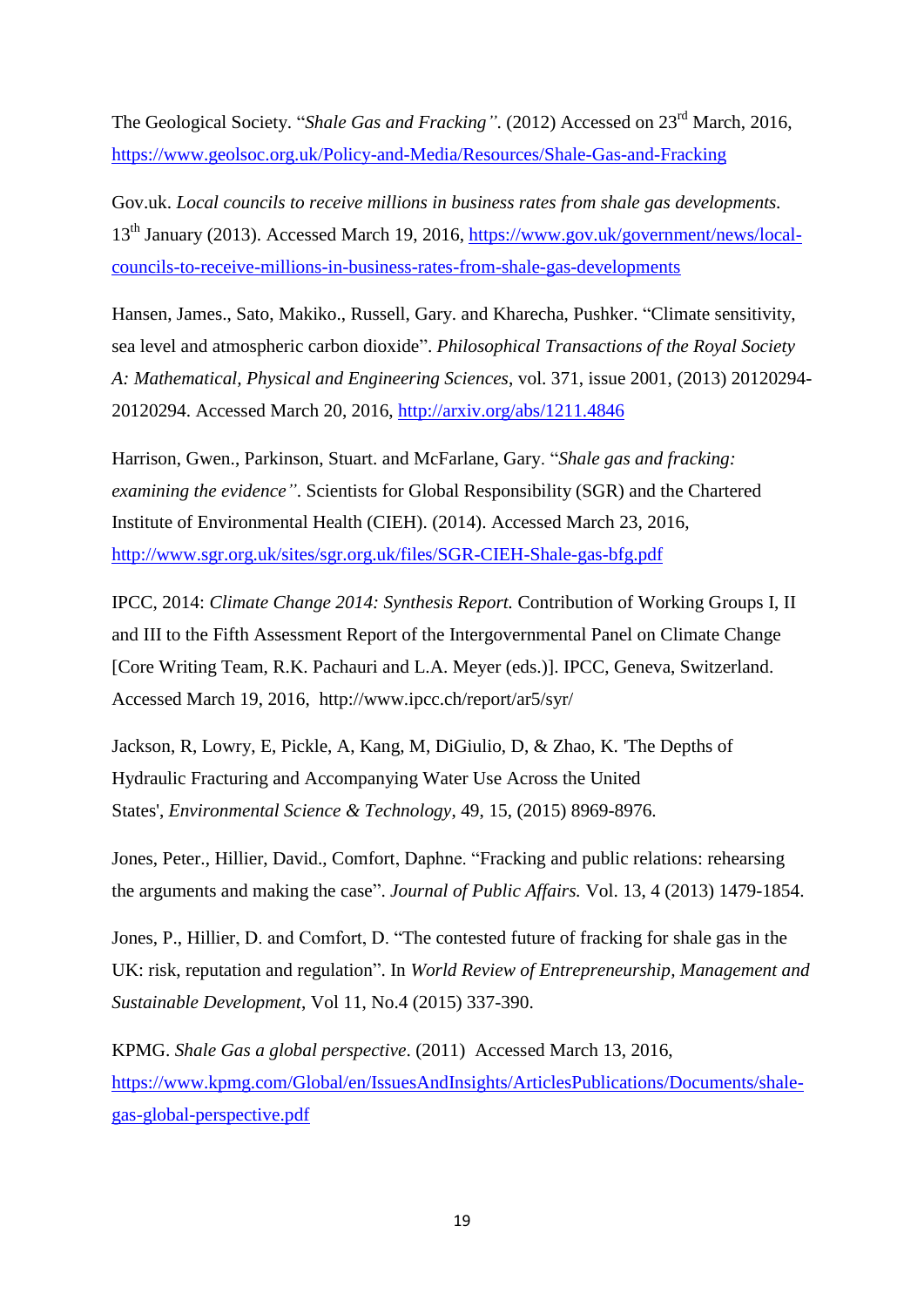The Geological Society. "*Shale Gas and Fracking*". (2012) Accessed on 23rd March, 2016, https://www.geolsoc.org.uk/Policy-and-Media/Resources/Shale-Gas-and-Fracking

Gov.uk. *Local councils to receive millions in business rates from shale gas developments.* 13th January (2013). Accessed March 19, 2016, https://www.gov.uk/government/news/local-councils-to-receive-millions-in-business-rates-from-shale-gas-developments

Hansen, James., Sato, Makiko., Russell, Gary. and Kharecha, Pushker. "Climate sensitivity, sea level and atmospheric carbon dioxide". *Philosophical Transactions of the Royal Society A: Mathematical, Physical and Engineering Sciences*, vol. 371, issue 2001, (2013) 20120294-20120294. Accessed March 20, 2016, http://arxiv.org/abs/1211.4846

Harrison, Gwen., Parkinson, Stuart. and McFarlane, Gary. "*Shale gas and fracking: examining the evidence*". Scientists for Global Responsibility (SGR) and the Chartered Institute of Environmental Health (CIEH). (2014). Accessed March 23, 2016, http://www.sgr.org.uk/sites/sgr.org.uk/files/SGR-CIEH-Shale-gas-bfg.pdf

IPCC, 2014: *Climate Change 2014: Synthesis Report.* Contribution of Working Groups I, II and III to the Fifth Assessment Report of the Intergovernmental Panel on Climate Change [Core Writing Team, R.K. Pachauri and L.A. Meyer (eds.)]. IPCC, Geneva, Switzerland. Accessed March 19, 2016, http://www.ipcc.ch/report/ar5/syr/

Jackson, R, Lowry, E, Pickle, A, Kang, M, DiGiulio, D, & Zhao, K. 'The Depths of Hydraulic Fracturing and Accompanying Water Use Across the United States', *Environmental Science & Technology*, 49, 15, (2015) 8969-8976.

Jones, Peter., Hillier, David., Comfort, Daphne. "Fracking and public relations: rehearsing the arguments and making the case". *Journal of Public Affairs.* Vol. 13, 4 (2013) 1479-1854.

Jones, P., Hillier, D. and Comfort, D. "The contested future of fracking for shale gas in the UK: risk, reputation and regulation". In *World Review of Entrepreneurship, Management and Sustainable Development*, Vol 11, No.4 (2015) 337-390.

KPMG. *Shale Gas a global perspective*. (2011) Accessed March 13, 2016, https://www.kpmg.com/Global/en/IssuesAndInsights/ArticlesPublications/Documents/shale-gas-global-perspective.pdf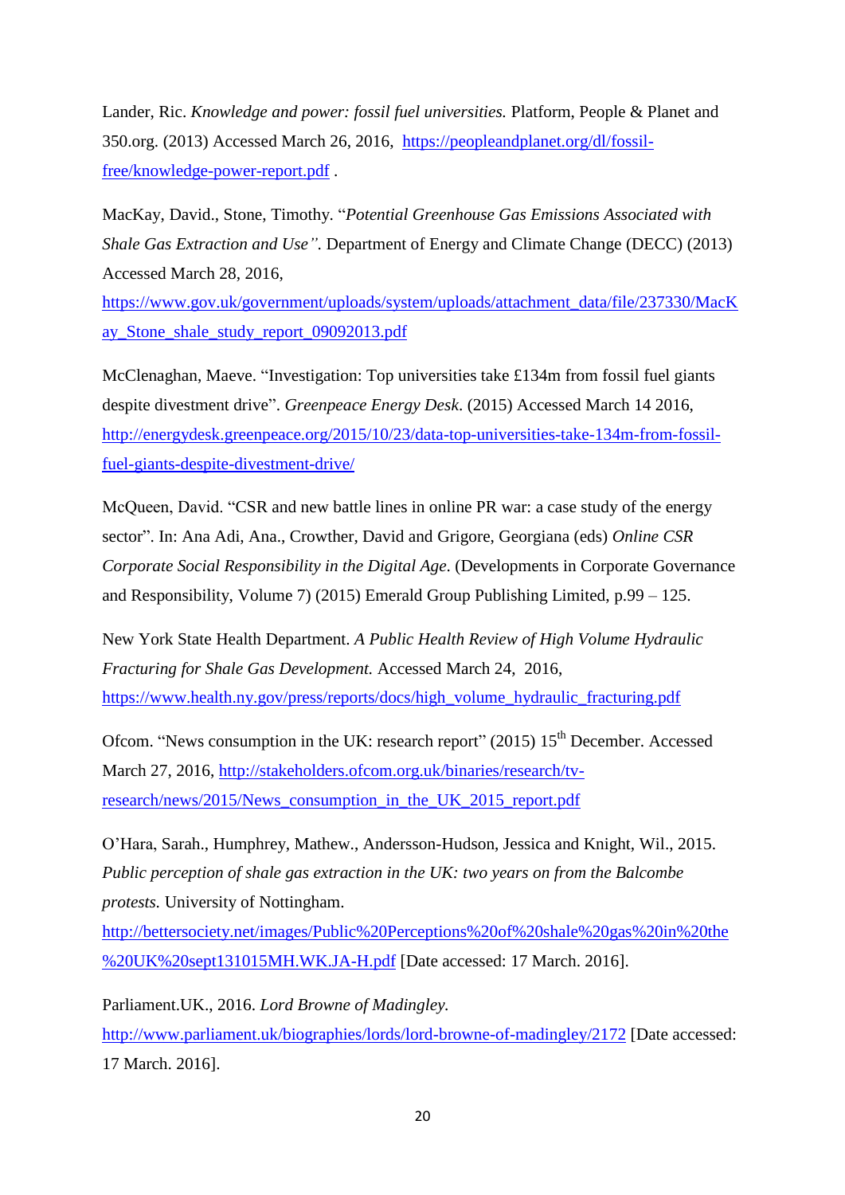Lander, Ric. *Knowledge and power: fossil fuel universities.* Platform, People & Planet and 350.org. (2013) Accessed March 26, 2016, https://peopleandplanet.org/dl/fossil-free/knowledge-power-report.pdf .

MacKay, David., Stone, Timothy. "*Potential Greenhouse Gas Emissions Associated with Shale Gas Extraction and Use".* Department of Energy and Climate Change (DECC) (2013) Accessed March 28, 2016, https://www.gov.uk/government/uploads/system/uploads/attachment_data/file/237330/MacKay_Stone_shale_study_report_09092013.pdf

McClenaghan, Maeve. "Investigation: Top universities take £134m from fossil fuel giants despite divestment drive". *Greenpeace Energy Desk*. (2015) Accessed March 14 2016, http://energydesk.greenpeace.org/2015/10/23/data-top-universities-take-134m-from-fossil-fuel-giants-despite-divestment-drive/

McQueen, David. "CSR and new battle lines in online PR war: a case study of the energy sector". In: Ana Adi, Ana., Crowther, David and Grigore, Georgiana (eds) *Online CSR Corporate Social Responsibility in the Digital Age*. (Developments in Corporate Governance and Responsibility, Volume 7) (2015) Emerald Group Publishing Limited, p.99 – 125.

New York State Health Department. *A Public Health Review of High Volume Hydraulic Fracturing for Shale Gas Development.* Accessed March 24, 2016, https://www.health.ny.gov/press/reports/docs/high_volume_hydraulic_fracturing.pdf

Ofcom. "News consumption in the UK: research report" (2015) 15th December. Accessed March 27, 2016, http://stakeholders.ofcom.org.uk/binaries/research/tv-research/news/2015/News_consumption_in_the_UK_2015_report.pdf

O'Hara, Sarah., Humphrey, Mathew., Andersson-Hudson, Jessica and Knight, Wil., 2015. *Public perception of shale gas extraction in the UK: two years on from the Balcombe protests.* University of Nottingham. http://bettersociety.net/images/Public%20Perceptions%20of%20shale%20gas%20in%20the%20UK%20sept131015MH.WK.JA-H.pdf [Date accessed: 17 March. 2016].

Parliament.UK., 2016. *Lord Browne of Madingley.* http://www.parliament.uk/biographies/lords/lord-browne-of-madingley/2172 [Date accessed: 17 March. 2016].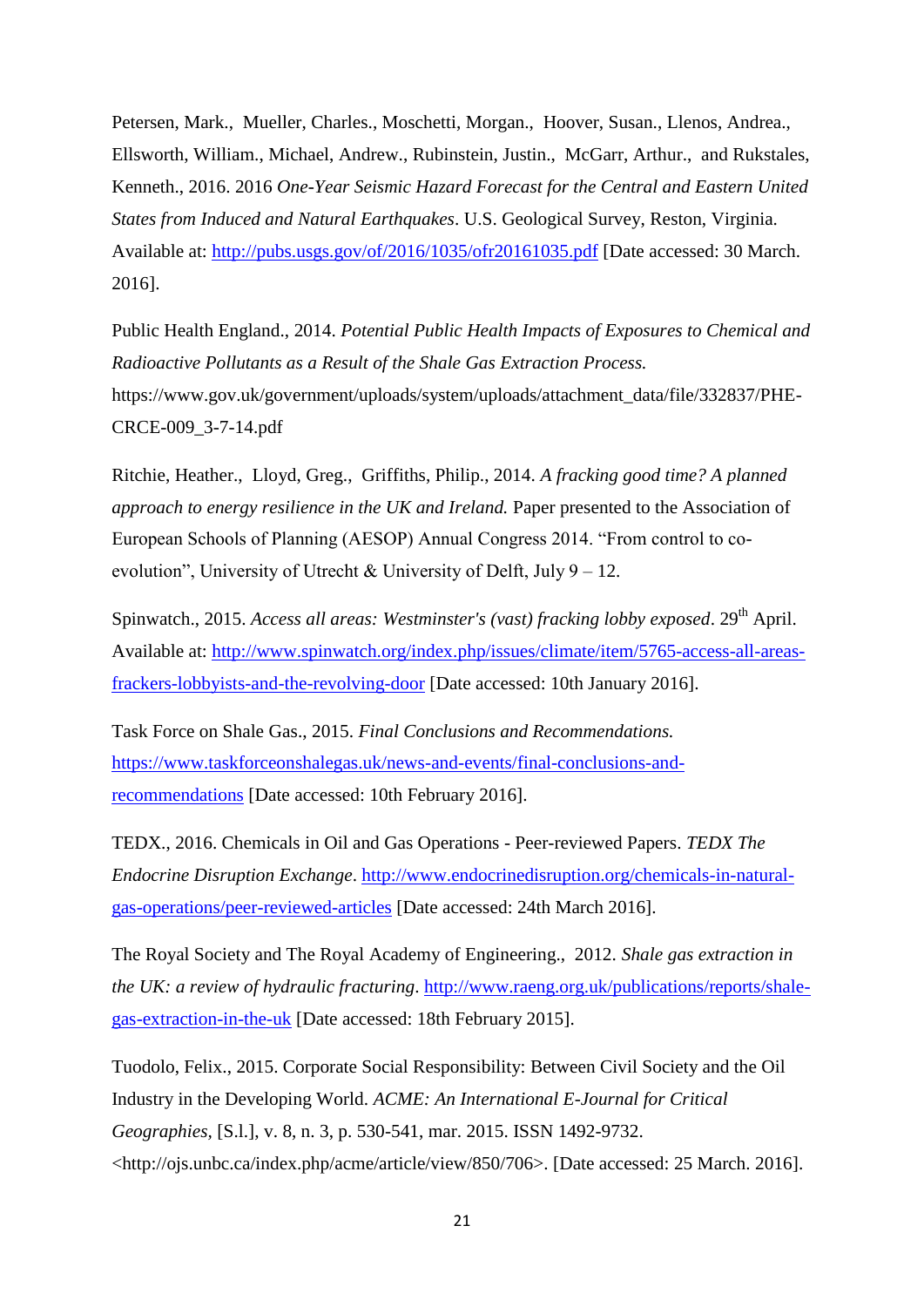Petersen, Mark., Mueller, Charles., Moschetti, Morgan., Hoover, Susan., Llenos, Andrea., Ellsworth, William., Michael, Andrew., Rubinstein, Justin., McGarr, Arthur., and Rukstales, Kenneth., 2016. 2016 *One-Year Seismic Hazard Forecast for the Central and Eastern United States from Induced and Natural Earthquakes*. U.S. Geological Survey, Reston, Virginia. Available at: http://pubs.usgs.gov/of/2016/1035/ofr20161035.pdf [Date accessed: 30 March. 2016].

Public Health England., 2014. *Potential Public Health Impacts of Exposures to Chemical and Radioactive Pollutants as a Result of the Shale Gas Extraction Process.* https://www.gov.uk/government/uploads/system/uploads/attachment_data/file/332837/PHE-CRCE-009_3-7-14.pdf

Ritchie, Heather., Lloyd, Greg., Griffiths, Philip., 2014. *A fracking good time? A planned approach to energy resilience in the UK and Ireland.* Paper presented to the Association of European Schools of Planning (AESOP) Annual Congress 2014. "From control to co-evolution", University of Utrecht & University of Delft, July 9 – 12.

Spinwatch., 2015. *Access all areas: Westminster's (vast) fracking lobby exposed*. 29th April. Available at: http://www.spinwatch.org/index.php/issues/climate/item/5765-access-all-areas-frackers-lobbyists-and-the-revolving-door [Date accessed: 10th January 2016].

Task Force on Shale Gas., 2015. *Final Conclusions and Recommendations.* https://www.taskforceonshalegas.uk/news-and-events/final-conclusions-and-recommendations [Date accessed: 10th February 2016].

TEDX., 2016. Chemicals in Oil and Gas Operations - Peer-reviewed Papers. *TEDX The Endocrine Disruption Exchange*. http://www.endocrinedisruption.org/chemicals-in-natural-gas-operations/peer-reviewed-articles [Date accessed: 24th March 2016].

The Royal Society and The Royal Academy of Engineering., 2012. *Shale gas extraction in the UK: a review of hydraulic fracturing*. http://www.raeng.org.uk/publications/reports/shale-gas-extraction-in-the-uk [Date accessed: 18th February 2015].

Tuodolo, Felix., 2015. Corporate Social Responsibility: Between Civil Society and the Oil Industry in the Developing World. *ACME: An International E-Journal for Critical Geographies*, [S.l.], v. 8, n. 3, p. 530-541, mar. 2015. ISSN 1492-9732. <http://ojs.unbc.ca/index.php/acme/article/view/850/706>. [Date accessed: 25 March. 2016].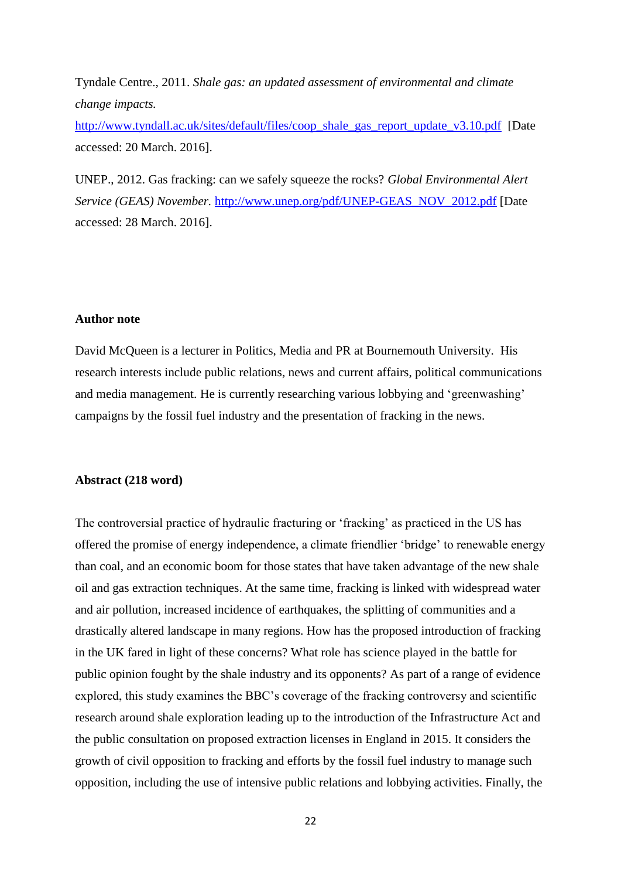Tyndale Centre., 2011. *Shale gas: an updated assessment of environmental and climate change impacts.* http://www.tyndall.ac.uk/sites/default/files/coop_shale_gas_report_update_v3.10.pdf [Date accessed: 20 March. 2016].

UNEP., 2012. Gas fracking: can we safely squeeze the rocks? *Global Environmental Alert Service (GEAS) November.* http://www.unep.org/pdf/UNEP-GEAS_NOV_2012.pdf [Date accessed: 28 March. 2016].

**Author note**

David McQueen is a lecturer in Politics, Media and PR at Bournemouth University. His research interests include public relations, news and current affairs, political communications and media management. He is currently researching various lobbying and 'greenwashing' campaigns by the fossil fuel industry and the presentation of fracking in the news.

**Abstract (218 word)**

The controversial practice of hydraulic fracturing or 'fracking' as practiced in the US has offered the promise of energy independence, a climate friendlier 'bridge' to renewable energy than coal, and an economic boom for those states that have taken advantage of the new shale oil and gas extraction techniques. At the same time, fracking is linked with widespread water and air pollution, increased incidence of earthquakes, the splitting of communities and a drastically altered landscape in many regions. How has the proposed introduction of fracking in the UK fared in light of these concerns? What role has science played in the battle for public opinion fought by the shale industry and its opponents? As part of a range of evidence explored, this study examines the BBC's coverage of the fracking controversy and scientific research around shale exploration leading up to the introduction of the Infrastructure Act and the public consultation on proposed extraction licenses in England in 2015. It considers the growth of civil opposition to fracking and efforts by the fossil fuel industry to manage such opposition, including the use of intensive public relations and lobbying activities. Finally, the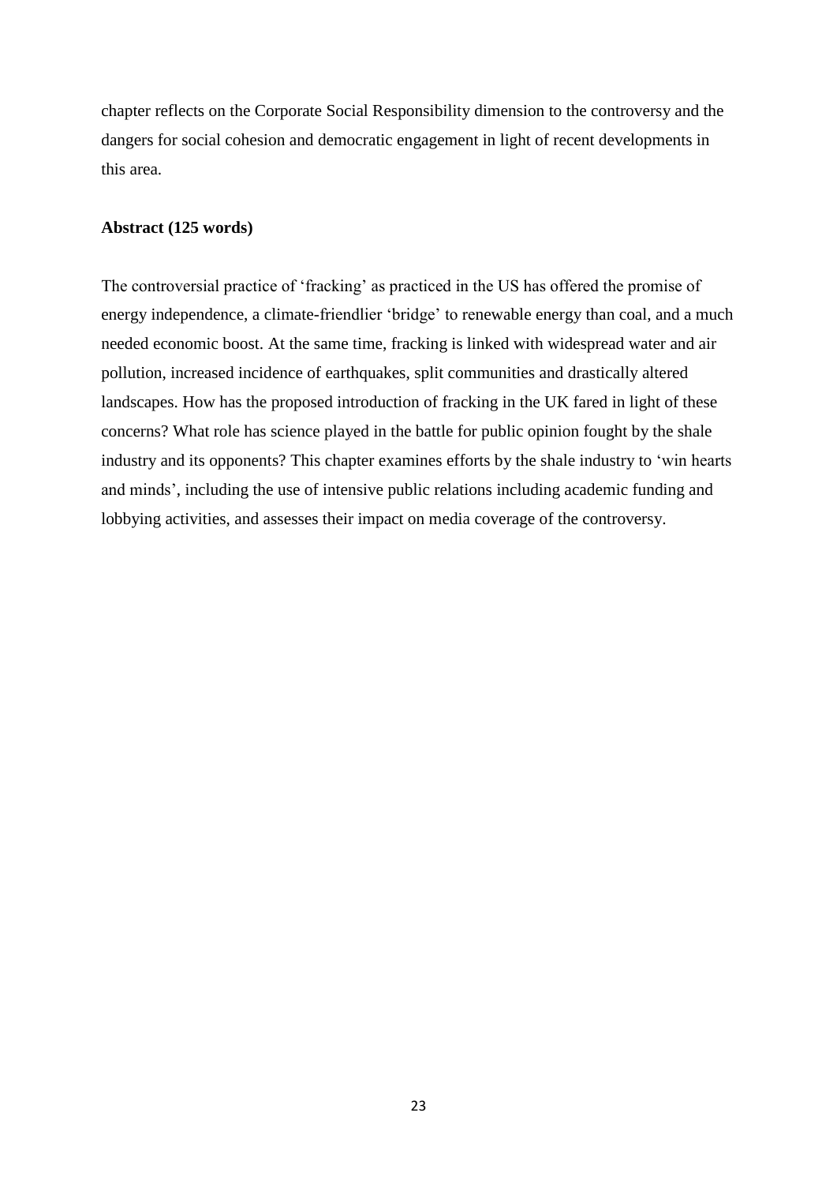chapter reflects on the Corporate Social Responsibility dimension to the controversy and the dangers for social cohesion and democratic engagement in light of recent developments in this area.

**Abstract (125 words)**

The controversial practice of 'fracking' as practiced in the US has offered the promise of energy independence, a climate-friendlier 'bridge' to renewable energy than coal, and a much needed economic boost. At the same time, fracking is linked with widespread water and air pollution, increased incidence of earthquakes, split communities and drastically altered landscapes. How has the proposed introduction of fracking in the UK fared in light of these concerns? What role has science played in the battle for public opinion fought by the shale industry and its opponents? This chapter examines efforts by the shale industry to 'win hearts and minds', including the use of intensive public relations including academic funding and lobbying activities, and assesses their impact on media coverage of the controversy.